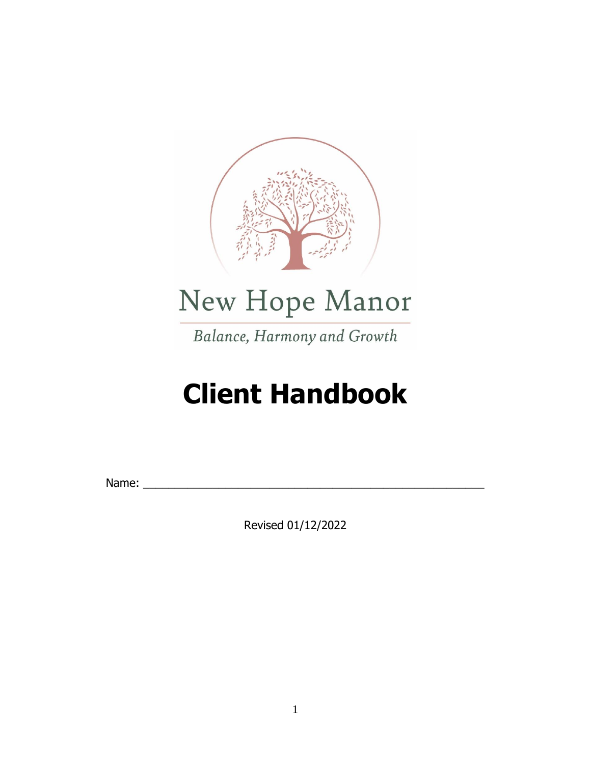New Hope Manor

*Balance, Harmony and Growth*

# Client Handbook

Name: _______________________________________________

Revised 01/12/2022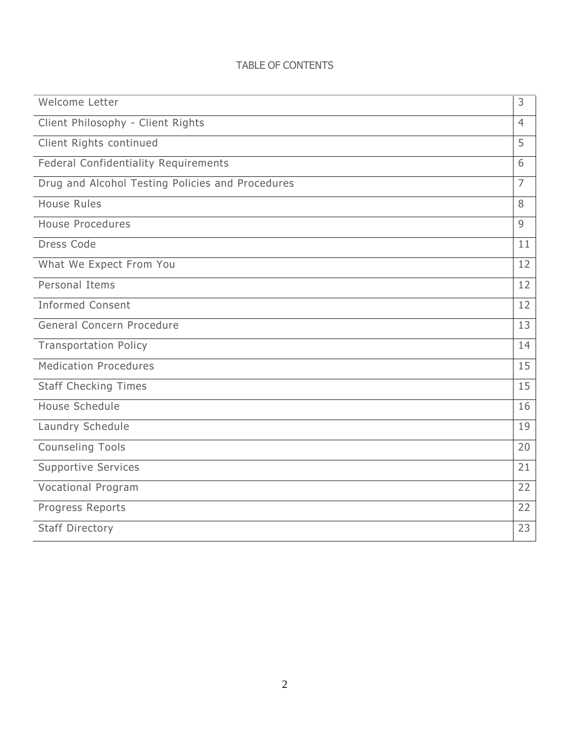# TABLE OF CONTENTS

| | |
|---|---|
| Welcome Letter | 3 |
| Client Philosophy - Client Rights | 4 |
| Client Rights continued | 5 |
| Federal Confidentiality Requirements | 6 |
| Drug and Alcohol Testing Policies and Procedures | 7 |
| House Rules | 8 |
| House Procedures | 9 |
| Dress Code | 11 |
| What We Expect From You | 12 |
| Personal Items | 12 |
| Informed Consent | 12 |
| General Concern Procedure | 13 |
| Transportation Policy | 14 |
| Medication Procedures | 15 |
| Staff Checking Times | 15 |
| House Schedule | 16 |
| Laundry Schedule | 19 |
| Counseling Tools | 20 |
| Supportive Services | 21 |
| Vocational Program | 22 |
| Progress Reports | 22 |
| Staff Directory | 23 |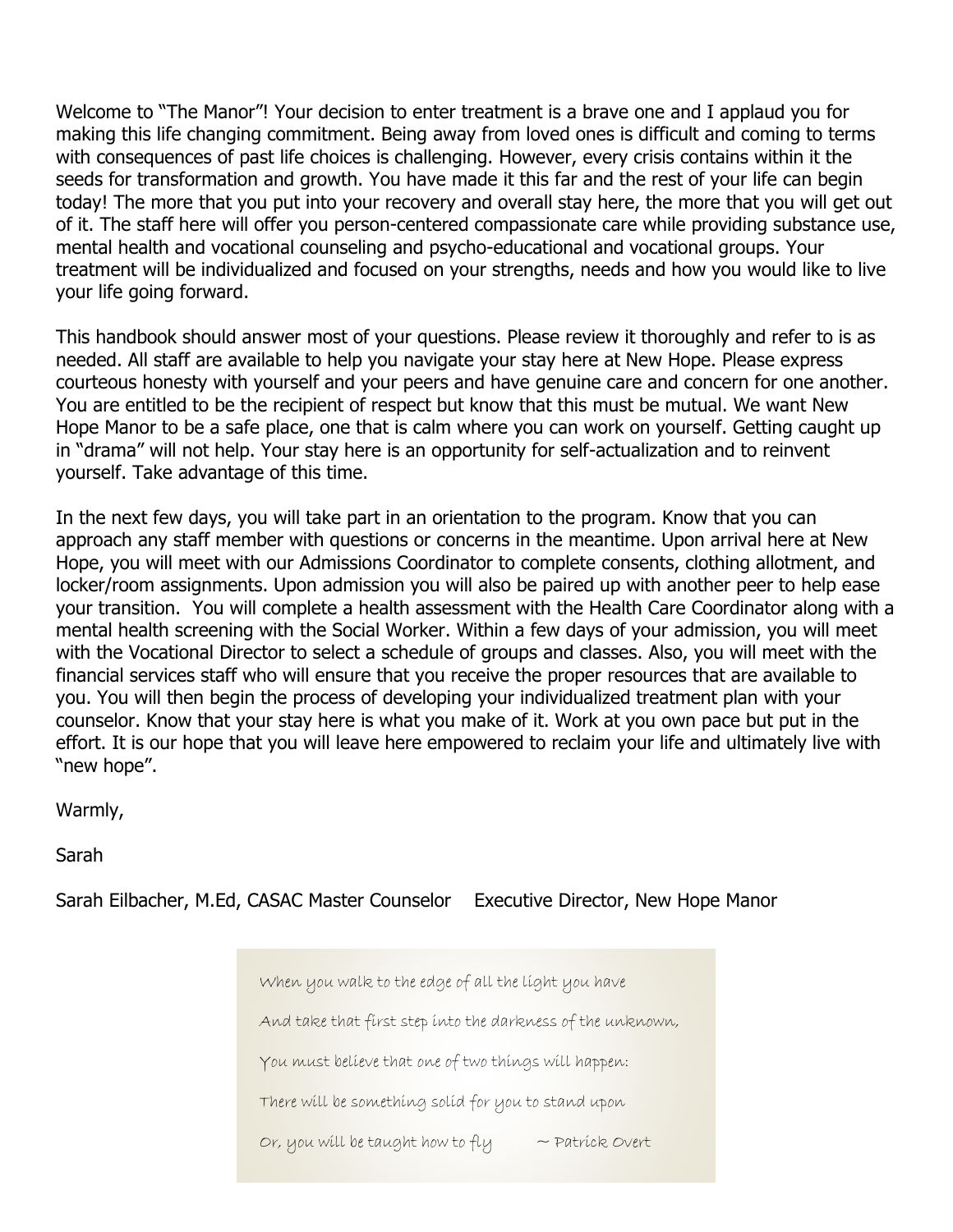Welcome to "The Manor"! Your decision to enter treatment is a brave one and I applaud you for making this life changing commitment. Being away from loved ones is difficult and coming to terms with consequences of past life choices is challenging. However, every crisis contains within it the seeds for transformation and growth. You have made it this far and the rest of your life can begin today! The more that you put into your recovery and overall stay here, the more that you will get out of it. The staff here will offer you person-centered compassionate care while providing substance use, mental health and vocational counseling and psycho-educational and vocational groups. Your treatment will be individualized and focused on your strengths, needs and how you would like to live your life going forward.

This handbook should answer most of your questions. Please review it thoroughly and refer to is as needed. All staff are available to help you navigate your stay here at New Hope. Please express courteous honesty with yourself and your peers and have genuine care and concern for one another. You are entitled to be the recipient of respect but know that this must be mutual. We want New Hope Manor to be a safe place, one that is calm where you can work on yourself. Getting caught up in "drama" will not help. Your stay here is an opportunity for self-actualization and to reinvent yourself. Take advantage of this time.

In the next few days, you will take part in an orientation to the program. Know that you can approach any staff member with questions or concerns in the meantime. Upon arrival here at New Hope, you will meet with our Admissions Coordinator to complete consents, clothing allotment, and locker/room assignments. Upon admission you will also be paired up with another peer to help ease your transition. You will complete a health assessment with the Health Care Coordinator along with a mental health screening with the Social Worker. Within a few days of your admission, you will meet with the Vocational Director to select a schedule of groups and classes. Also, you will meet with the financial services staff who will ensure that you receive the proper resources that are available to you. You will then begin the process of developing your individualized treatment plan with your counselor. Know that your stay here is what you make of it. Work at you own pace but put in the effort. It is our hope that you will leave here empowered to reclaim your life and ultimately live with "new hope".

Warmly,

Sarah

Sarah Eilbacher, M.Ed, CASAC Master Counselor    Executive Director, New Hope Manor

*When you walk to the edge of all the light you have*

*And take that first step into the darkness of the unknown,*

*You must believe that one of two things will happen:*

*There will be something solid for you to stand upon*

*Or, you will be taught how to fly* ~ Patrick Overt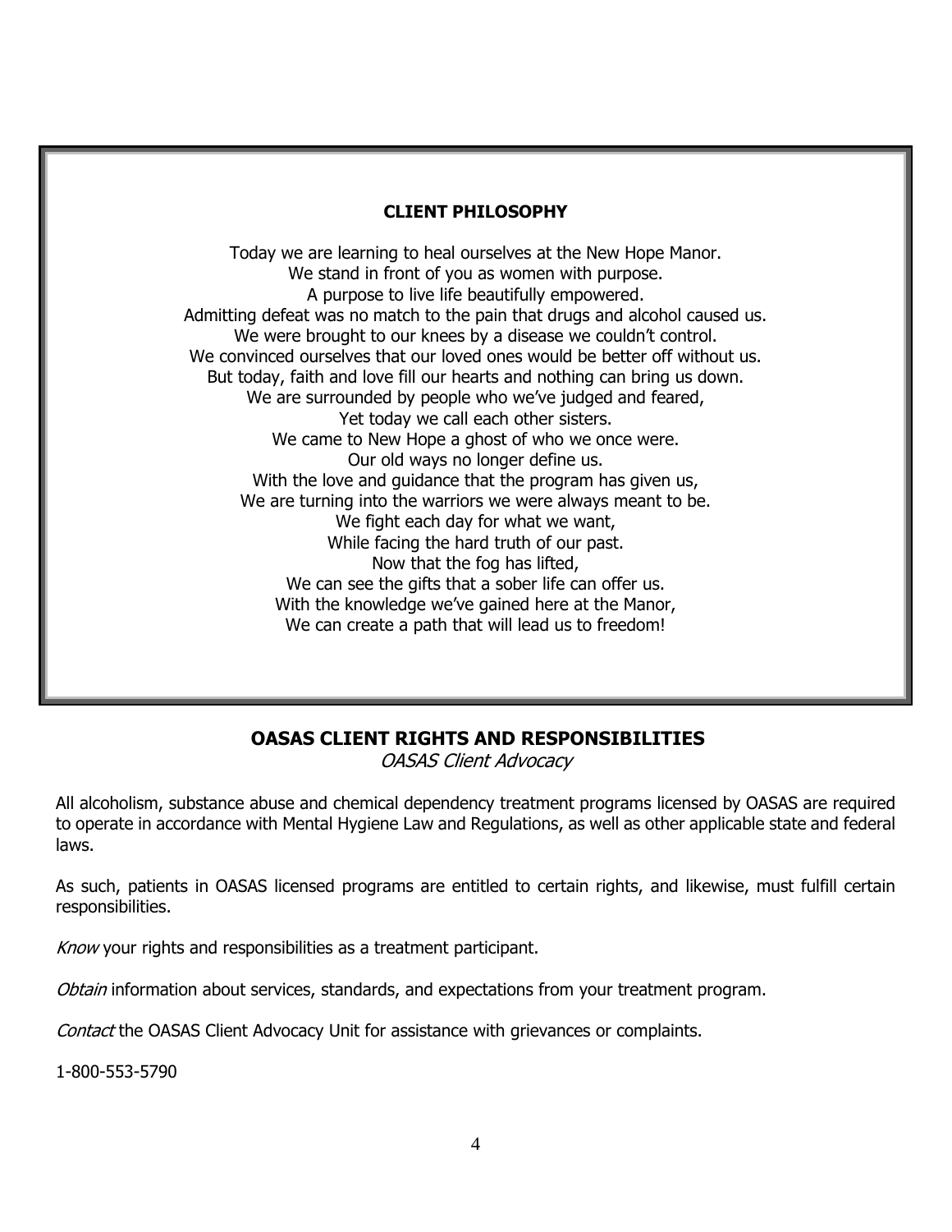## CLIENT PHILOSOPHY

Today we are learning to heal ourselves at the New Hope Manor.
We stand in front of you as women with purpose.
A purpose to live life beautifully empowered.
Admitting defeat was no match to the pain that drugs and alcohol caused us.
We were brought to our knees by a disease we couldn't control.
We convinced ourselves that our loved ones would be better off without us.
But today, faith and love fill our hearts and nothing can bring us down.
We are surrounded by people who we've judged and feared,
Yet today we call each other sisters.
We came to New Hope a ghost of who we once were.
Our old ways no longer define us.
With the love and guidance that the program has given us,
We are turning into the warriors we were always meant to be.
We fight each day for what we want,
While facing the hard truth of our past.
Now that the fog has lifted,
We can see the gifts that a sober life can offer us.
With the knowledge we've gained here at the Manor,
We can create a path that will lead us to freedom!

## OASAS CLIENT RIGHTS AND RESPONSIBILITIES

*OASAS Client Advocacy*

All alcoholism, substance abuse and chemical dependency treatment programs licensed by OASAS are required to operate in accordance with Mental Hygiene Law and Regulations, as well as other applicable state and federal laws.

As such, patients in OASAS licensed programs are entitled to certain rights, and likewise, must fulfill certain responsibilities.

*Know* your rights and responsibilities as a treatment participant.

*Obtain* information about services, standards, and expectations from your treatment program.

*Contact* the OASAS Client Advocacy Unit for assistance with grievances or complaints.

1-800-553-5790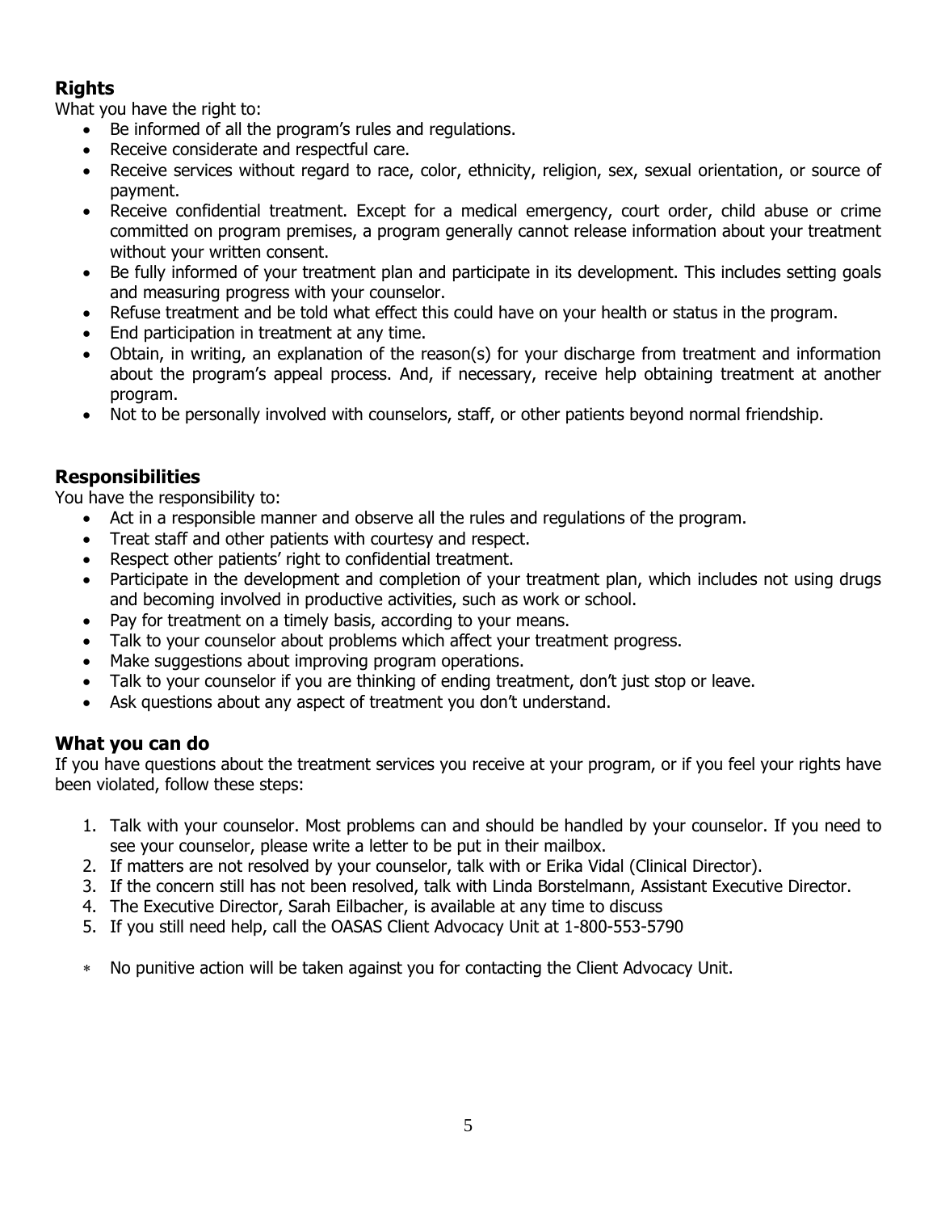## Rights

What you have the right to:

- Be informed of all the program's rules and regulations.
- Receive considerate and respectful care.
- Receive services without regard to race, color, ethnicity, religion, sex, sexual orientation, or source of payment.
- Receive confidential treatment. Except for a medical emergency, court order, child abuse or crime committed on program premises, a program generally cannot release information about your treatment without your written consent.
- Be fully informed of your treatment plan and participate in its development. This includes setting goals and measuring progress with your counselor.
- Refuse treatment and be told what effect this could have on your health or status in the program.
- End participation in treatment at any time.
- Obtain, in writing, an explanation of the reason(s) for your discharge from treatment and information about the program's appeal process. And, if necessary, receive help obtaining treatment at another program.
- Not to be personally involved with counselors, staff, or other patients beyond normal friendship.

## Responsibilities

You have the responsibility to:

- Act in a responsible manner and observe all the rules and regulations of the program.
- Treat staff and other patients with courtesy and respect.
- Respect other patients' right to confidential treatment.
- Participate in the development and completion of your treatment plan, which includes not using drugs and becoming involved in productive activities, such as work or school.
- Pay for treatment on a timely basis, according to your means.
- Talk to your counselor about problems which affect your treatment progress.
- Make suggestions about improving program operations.
- Talk to your counselor if you are thinking of ending treatment, don't just stop or leave.
- Ask questions about any aspect of treatment you don't understand.

## What you can do

If you have questions about the treatment services you receive at your program, or if you feel your rights have been violated, follow these steps:

1. Talk with your counselor. Most problems can and should be handled by your counselor. If you need to see your counselor, please write a letter to be put in their mailbox.
2. If matters are not resolved by your counselor, talk with or Erika Vidal (Clinical Director).
3. If the concern still has not been resolved, talk with Linda Borstelmann, Assistant Executive Director.
4. The Executive Director, Sarah Eilbacher, is available at any time to discuss
5. If you still need help, call the OASAS Client Advocacy Unit at 1-800-553-5790

- No punitive action will be taken against you for contacting the Client Advocacy Unit.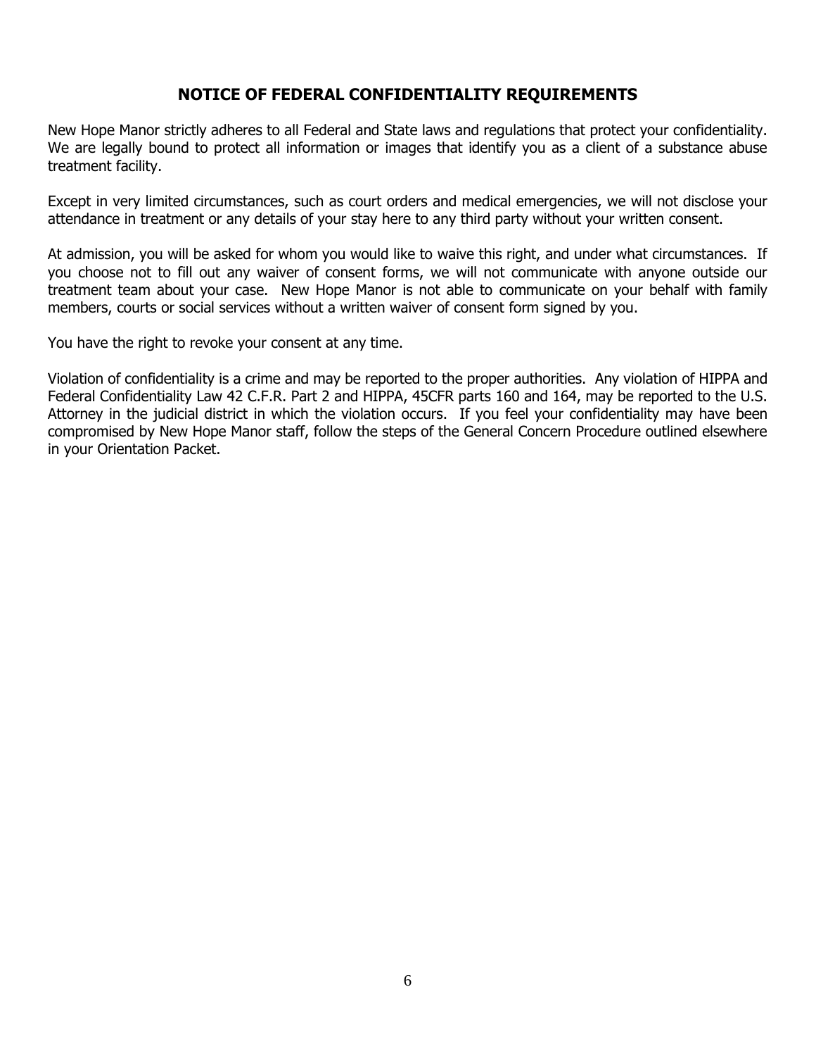## NOTICE OF FEDERAL CONFIDENTIALITY REQUIREMENTS

New Hope Manor strictly adheres to all Federal and State laws and regulations that protect your confidentiality. We are legally bound to protect all information or images that identify you as a client of a substance abuse treatment facility.

Except in very limited circumstances, such as court orders and medical emergencies, we will not disclose your attendance in treatment or any details of your stay here to any third party without your written consent.

At admission, you will be asked for whom you would like to waive this right, and under what circumstances. If you choose not to fill out any waiver of consent forms, we will not communicate with anyone outside our treatment team about your case. New Hope Manor is not able to communicate on your behalf with family members, courts or social services without a written waiver of consent form signed by you.

You have the right to revoke your consent at any time.

Violation of confidentiality is a crime and may be reported to the proper authorities. Any violation of HIPPA and Federal Confidentiality Law 42 C.F.R. Part 2 and HIPPA, 45CFR parts 160 and 164, may be reported to the U.S. Attorney in the judicial district in which the violation occurs. If you feel your confidentiality may have been compromised by New Hope Manor staff, follow the steps of the General Concern Procedure outlined elsewhere in your Orientation Packet.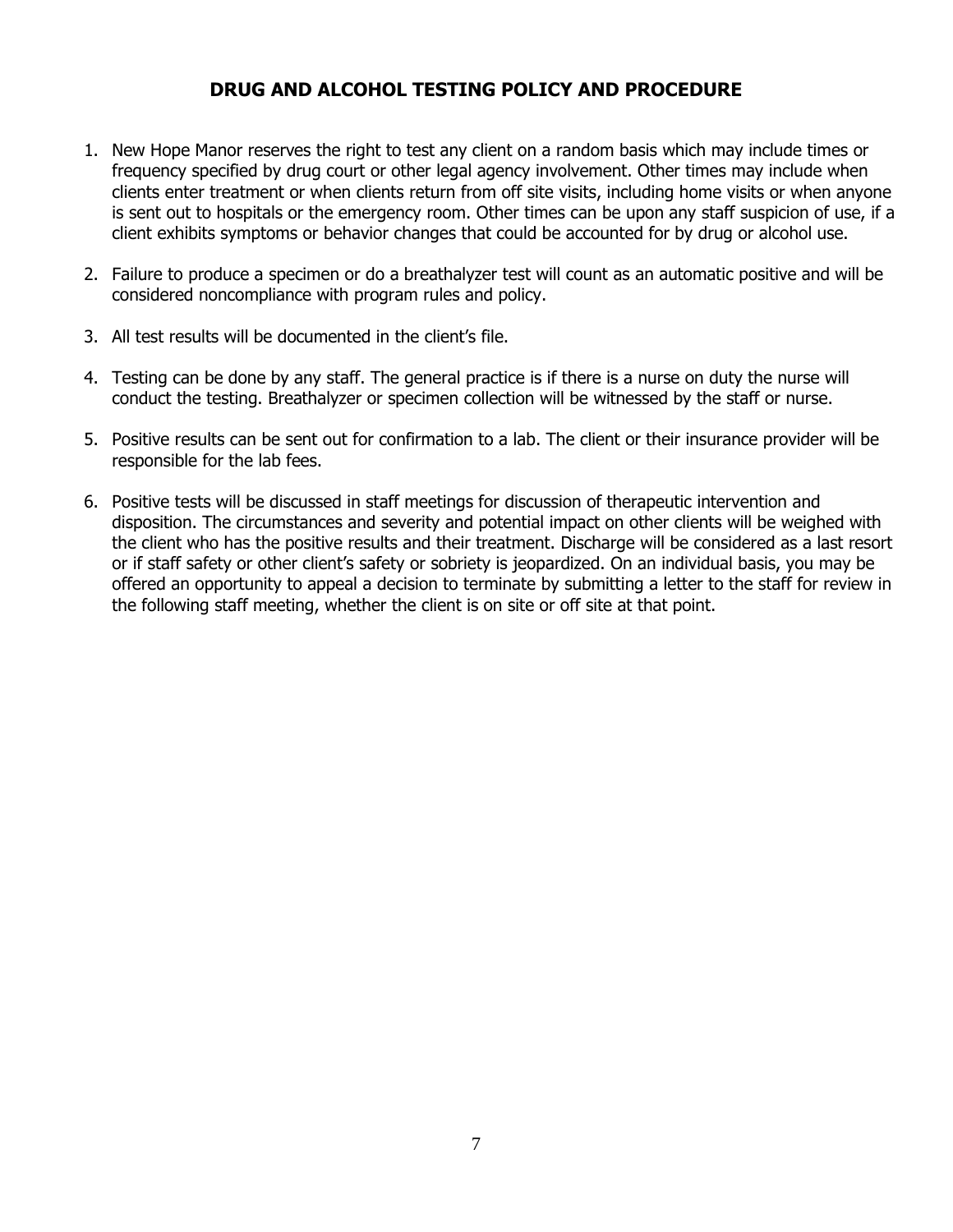## DRUG AND ALCOHOL TESTING POLICY AND PROCEDURE

1. New Hope Manor reserves the right to test any client on a random basis which may include times or frequency specified by drug court or other legal agency involvement. Other times may include when clients enter treatment or when clients return from off site visits, including home visits or when anyone is sent out to hospitals or the emergency room. Other times can be upon any staff suspicion of use, if a client exhibits symptoms or behavior changes that could be accounted for by drug or alcohol use.

2. Failure to produce a specimen or do a breathalyzer test will count as an automatic positive and will be considered noncompliance with program rules and policy.

3. All test results will be documented in the client's file.

4. Testing can be done by any staff. The general practice is if there is a nurse on duty the nurse will conduct the testing. Breathalyzer or specimen collection will be witnessed by the staff or nurse.

5. Positive results can be sent out for confirmation to a lab. The client or their insurance provider will be responsible for the lab fees.

6. Positive tests will be discussed in staff meetings for discussion of therapeutic intervention and disposition. The circumstances and severity and potential impact on other clients will be weighed with the client who has the positive results and their treatment. Discharge will be considered as a last resort or if staff safety or other client's safety or sobriety is jeopardized. On an individual basis, you may be offered an opportunity to appeal a decision to terminate by submitting a letter to the staff for review in the following staff meeting, whether the client is on site or off site at that point.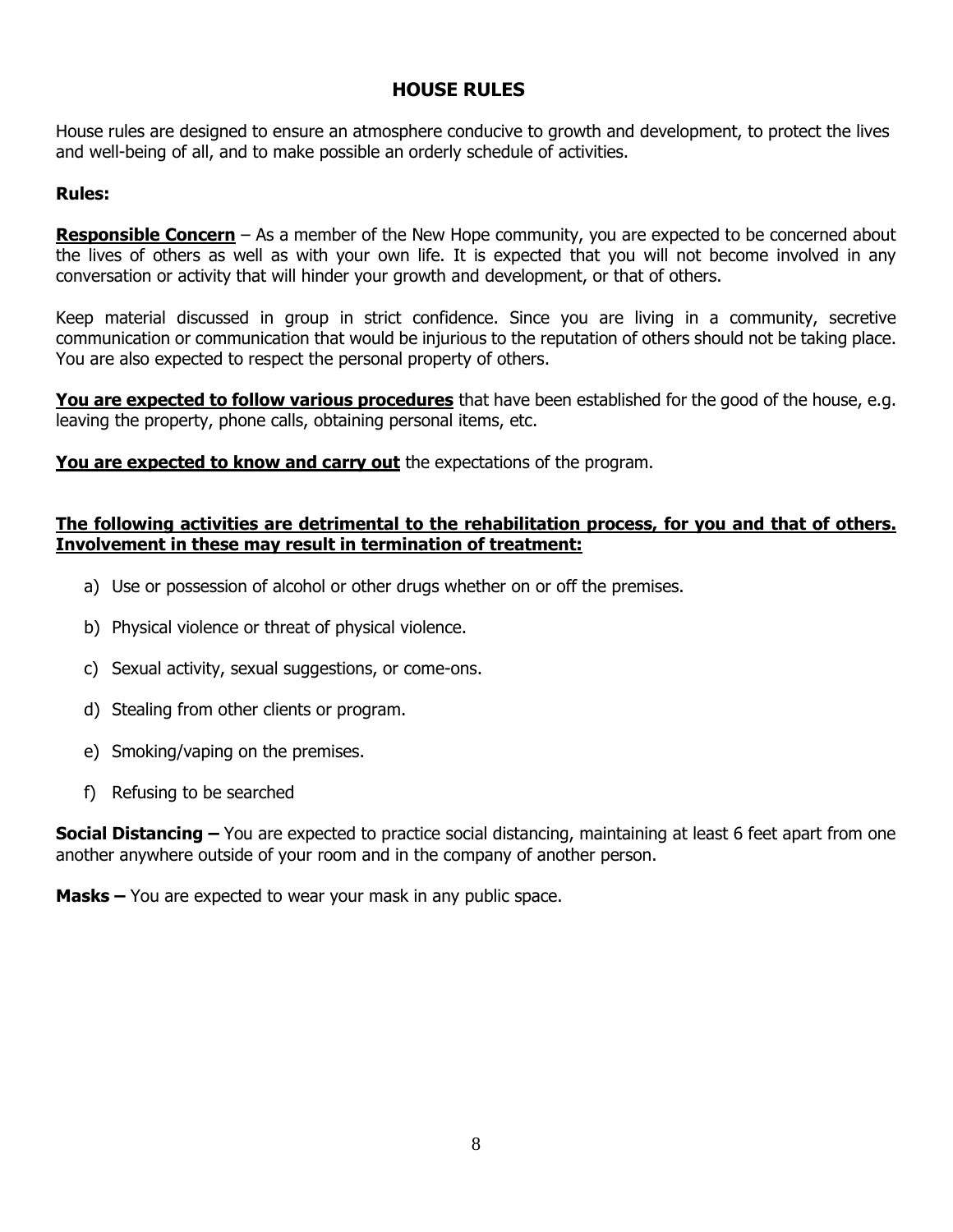## HOUSE RULES

House rules are designed to ensure an atmosphere conducive to growth and development, to protect the lives and well-being of all, and to make possible an orderly schedule of activities.

**Rules:**

**Responsible Concern** – As a member of the New Hope community, you are expected to be concerned about the lives of others as well as with your own life. It is expected that you will not become involved in any conversation or activity that will hinder your growth and development, or that of others.

Keep material discussed in group in strict confidence. Since you are living in a community, secretive communication or communication that would be injurious to the reputation of others should not be taking place. You are also expected to respect the personal property of others.

**You are expected to follow various procedures** that have been established for the good of the house, e.g. leaving the property, phone calls, obtaining personal items, etc.

**You are expected to know and carry out** the expectations of the program.

**The following activities are detrimental to the rehabilitation process, for you and that of others. Involvement in these may result in termination of treatment:**

a) Use or possession of alcohol or other drugs whether on or off the premises.

b) Physical violence or threat of physical violence.

c) Sexual activity, sexual suggestions, or come-ons.

d) Stealing from other clients or program.

e) Smoking/vaping on the premises.

f) Refusing to be searched

**Social Distancing –** You are expected to practice social distancing, maintaining at least 6 feet apart from one another anywhere outside of your room and in the company of another person.

**Masks –** You are expected to wear your mask in any public space.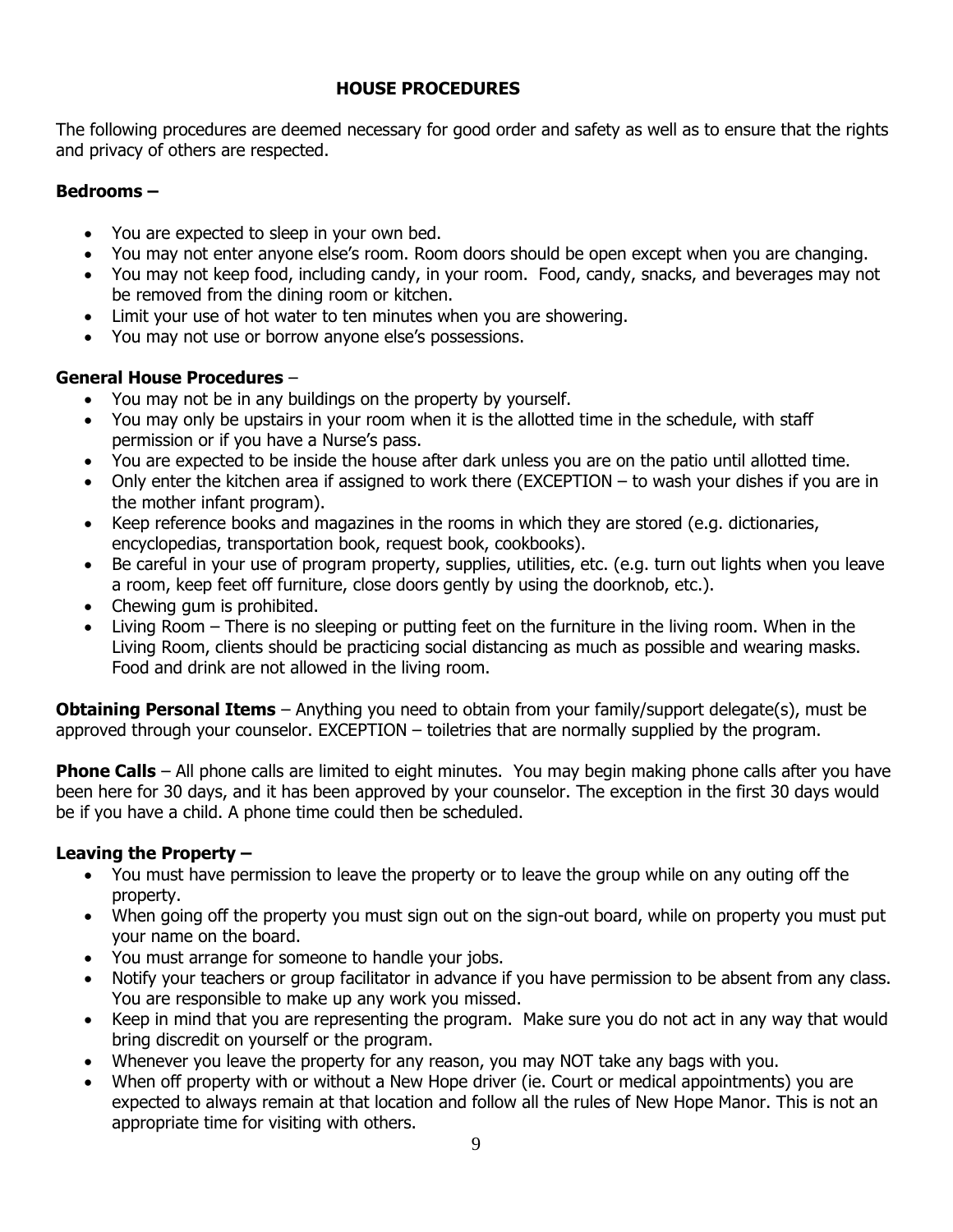## HOUSE PROCEDURES

The following procedures are deemed necessary for good order and safety as well as to ensure that the rights and privacy of others are respected.

**Bedrooms –**

- You are expected to sleep in your own bed.
- You may not enter anyone else's room. Room doors should be open except when you are changing.
- You may not keep food, including candy, in your room. Food, candy, snacks, and beverages may not be removed from the dining room or kitchen.
- Limit your use of hot water to ten minutes when you are showering.
- You may not use or borrow anyone else's possessions.

**General House Procedures** –

- You may not be in any buildings on the property by yourself.
- You may only be upstairs in your room when it is the allotted time in the schedule, with staff permission or if you have a Nurse's pass.
- You are expected to be inside the house after dark unless you are on the patio until allotted time.
- Only enter the kitchen area if assigned to work there (EXCEPTION – to wash your dishes if you are in the mother infant program).
- Keep reference books and magazines in the rooms in which they are stored (e.g. dictionaries, encyclopedias, transportation book, request book, cookbooks).
- Be careful in your use of program property, supplies, utilities, etc. (e.g. turn out lights when you leave a room, keep feet off furniture, close doors gently by using the doorknob, etc.).
- Chewing gum is prohibited.
- Living Room – There is no sleeping or putting feet on the furniture in the living room. When in the Living Room, clients should be practicing social distancing as much as possible and wearing masks. Food and drink are not allowed in the living room.

**Obtaining Personal Items** – Anything you need to obtain from your family/support delegate(s), must be approved through your counselor. EXCEPTION – toiletries that are normally supplied by the program.

**Phone Calls** – All phone calls are limited to eight minutes. You may begin making phone calls after you have been here for 30 days, and it has been approved by your counselor. The exception in the first 30 days would be if you have a child. A phone time could then be scheduled.

**Leaving the Property –**

- You must have permission to leave the property or to leave the group while on any outing off the property.
- When going off the property you must sign out on the sign-out board, while on property you must put your name on the board.
- You must arrange for someone to handle your jobs.
- Notify your teachers or group facilitator in advance if you have permission to be absent from any class. You are responsible to make up any work you missed.
- Keep in mind that you are representing the program. Make sure you do not act in any way that would bring discredit on yourself or the program.
- Whenever you leave the property for any reason, you may NOT take any bags with you.
- When off property with or without a New Hope driver (ie. Court or medical appointments) you are expected to always remain at that location and follow all the rules of New Hope Manor. This is not an appropriate time for visiting with others.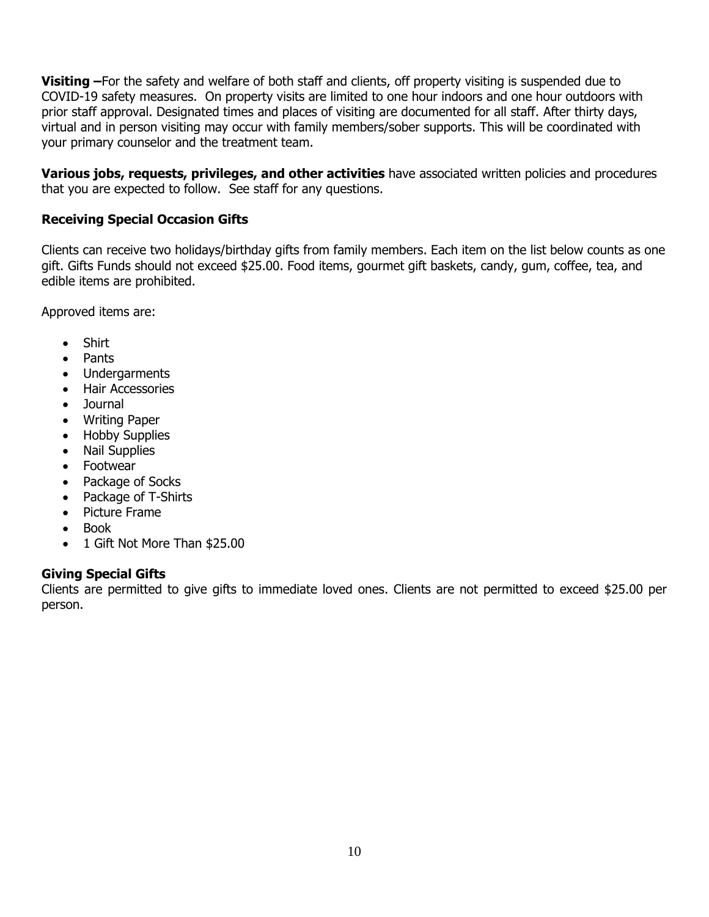**Visiting –**For the safety and welfare of both staff and clients, off property visiting is suspended due to COVID-19 safety measures. On property visits are limited to one hour indoors and one hour outdoors with prior staff approval. Designated times and places of visiting are documented for all staff. After thirty days, virtual and in person visiting may occur with family members/sober supports. This will be coordinated with your primary counselor and the treatment team.

**Various jobs, requests, privileges, and other activities** have associated written policies and procedures that you are expected to follow. See staff for any questions.

### Receiving Special Occasion Gifts

Clients can receive two holidays/birthday gifts from family members. Each item on the list below counts as one gift. Gifts Funds should not exceed $25.00. Food items, gourmet gift baskets, candy, gum, coffee, tea, and edible items are prohibited.

Approved items are:

- Shirt
- Pants
- Undergarments
- Hair Accessories
- Journal
- Writing Paper
- Hobby Supplies
- Nail Supplies
- Footwear
- Package of Socks
- Package of T-Shirts
- Picture Frame
- Book
- 1 Gift Not More Than $25.00

### Giving Special Gifts

Clients are permitted to give gifts to immediate loved ones. Clients are not permitted to exceed $25.00 per person.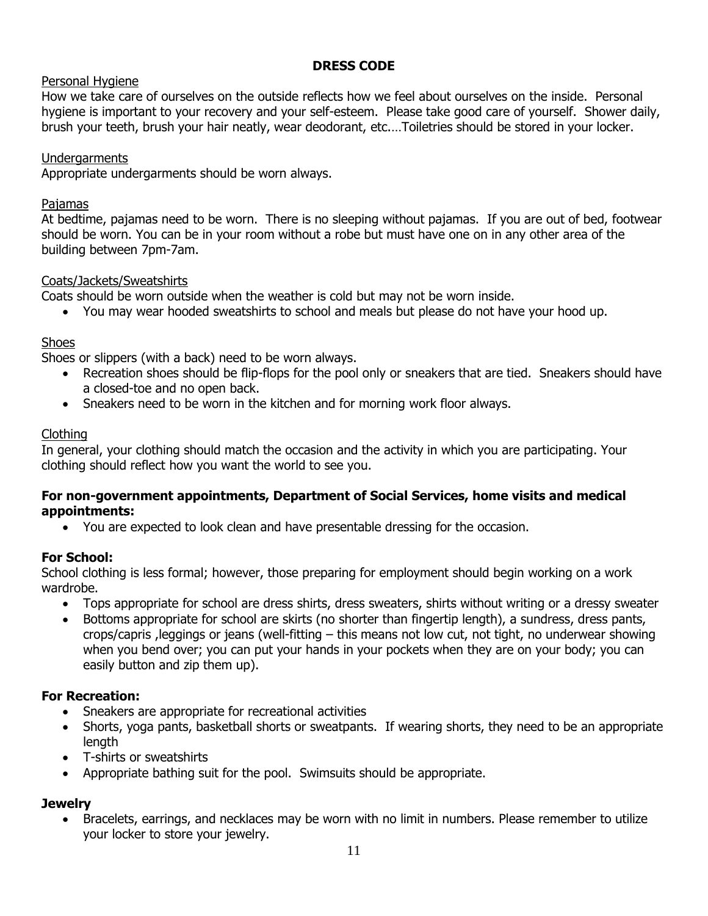# DRESS CODE

## Personal Hygiene

How we take care of ourselves on the outside reflects how we feel about ourselves on the inside. Personal hygiene is important to your recovery and your self-esteem. Please take good care of yourself. Shower daily, brush your teeth, brush your hair neatly, wear deodorant, etc.…Toiletries should be stored in your locker.

## Undergarments

Appropriate undergarments should be worn always.

## Pajamas

At bedtime, pajamas need to be worn. There is no sleeping without pajamas. If you are out of bed, footwear should be worn. You can be in your room without a robe but must have one on in any other area of the building between 7pm-7am.

## Coats/Jackets/Sweatshirts

Coats should be worn outside when the weather is cold but may not be worn inside.

- You may wear hooded sweatshirts to school and meals but please do not have your hood up.

## Shoes

Shoes or slippers (with a back) need to be worn always.

- Recreation shoes should be flip-flops for the pool only or sneakers that are tied. Sneakers should have a closed-toe and no open back.
- Sneakers need to be worn in the kitchen and for morning work floor always.

## Clothing

In general, your clothing should match the occasion and the activity in which you are participating. Your clothing should reflect how you want the world to see you.

**For non-government appointments, Department of Social Services, home visits and medical appointments:**

- You are expected to look clean and have presentable dressing for the occasion.

### For School:

School clothing is less formal; however, those preparing for employment should begin working on a work wardrobe.

- Tops appropriate for school are dress shirts, dress sweaters, shirts without writing or a dressy sweater
- Bottoms appropriate for school are skirts (no shorter than fingertip length), a sundress, dress pants, crops/capris ,leggings or jeans (well-fitting – this means not low cut, not tight, no underwear showing when you bend over; you can put your hands in your pockets when they are on your body; you can easily button and zip them up).

### For Recreation:

- Sneakers are appropriate for recreational activities
- Shorts, yoga pants, basketball shorts or sweatpants. If wearing shorts, they need to be an appropriate length
- T-shirts or sweatshirts
- Appropriate bathing suit for the pool. Swimsuits should be appropriate.

### Jewelry

- Bracelets, earrings, and necklaces may be worn with no limit in numbers. Please remember to utilize your locker to store your jewelry.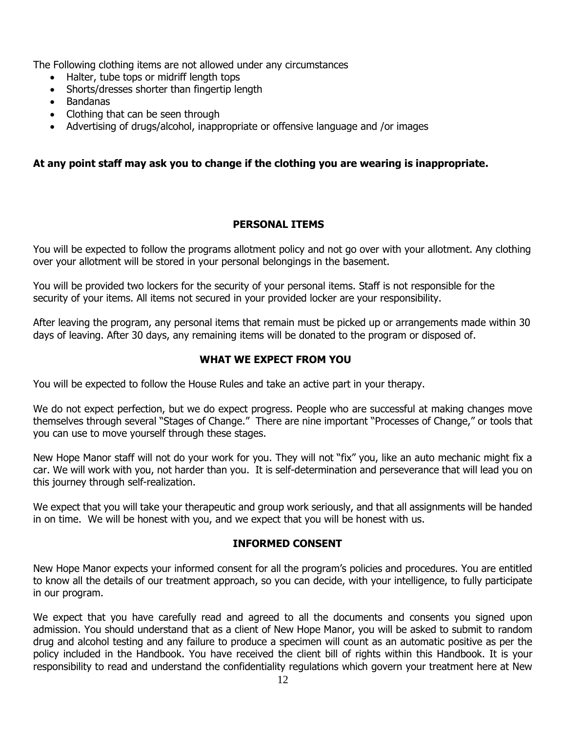The Following clothing items are not allowed under any circumstances

- Halter, tube tops or midriff length tops
- Shorts/dresses shorter than fingertip length
- Bandanas
- Clothing that can be seen through
- Advertising of drugs/alcohol, inappropriate or offensive language and /or images

**At any point staff may ask you to change if the clothing you are wearing is inappropriate.**

## PERSONAL ITEMS

You will be expected to follow the programs allotment policy and not go over with your allotment. Any clothing over your allotment will be stored in your personal belongings in the basement.

You will be provided two lockers for the security of your personal items. Staff is not responsible for the security of your items. All items not secured in your provided locker are your responsibility.

After leaving the program, any personal items that remain must be picked up or arrangements made within 30 days of leaving. After 30 days, any remaining items will be donated to the program or disposed of.

## WHAT WE EXPECT FROM YOU

You will be expected to follow the House Rules and take an active part in your therapy.

We do not expect perfection, but we do expect progress. People who are successful at making changes move themselves through several "Stages of Change." There are nine important "Processes of Change," or tools that you can use to move yourself through these stages.

New Hope Manor staff will not do your work for you. They will not "fix" you, like an auto mechanic might fix a car. We will work with you, not harder than you. It is self-determination and perseverance that will lead you on this journey through self-realization.

We expect that you will take your therapeutic and group work seriously, and that all assignments will be handed in on time. We will be honest with you, and we expect that you will be honest with us.

## INFORMED CONSENT

New Hope Manor expects your informed consent for all the program's policies and procedures. You are entitled to know all the details of our treatment approach, so you can decide, with your intelligence, to fully participate in our program.

We expect that you have carefully read and agreed to all the documents and consents you signed upon admission. You should understand that as a client of New Hope Manor, you will be asked to submit to random drug and alcohol testing and any failure to produce a specimen will count as an automatic positive as per the policy included in the Handbook. You have received the client bill of rights within this Handbook. It is your responsibility to read and understand the confidentiality regulations which govern your treatment here at New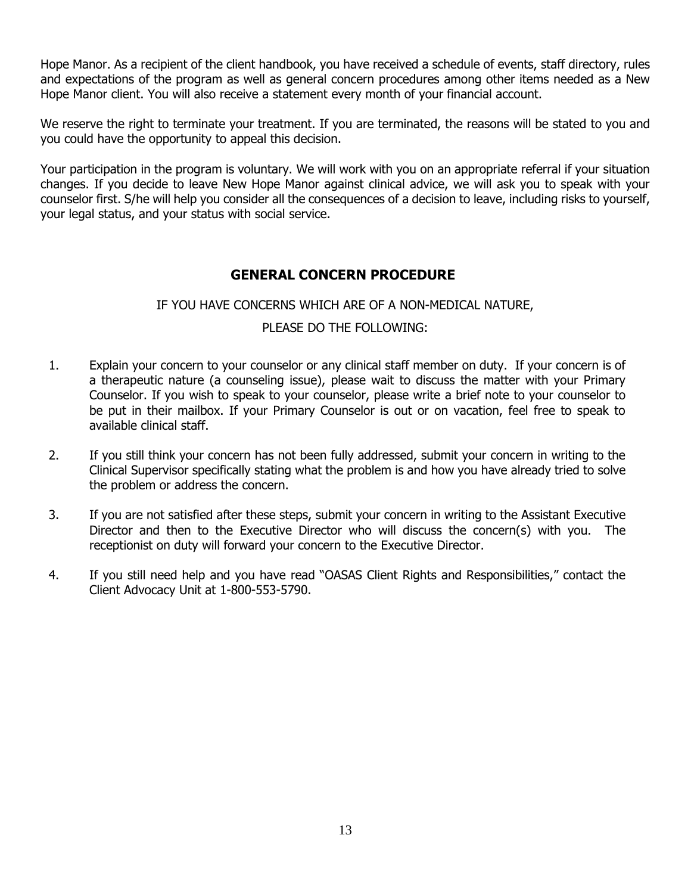Hope Manor. As a recipient of the client handbook, you have received a schedule of events, staff directory, rules and expectations of the program as well as general concern procedures among other items needed as a New Hope Manor client. You will also receive a statement every month of your financial account.

We reserve the right to terminate your treatment. If you are terminated, the reasons will be stated to you and you could have the opportunity to appeal this decision.

Your participation in the program is voluntary. We will work with you on an appropriate referral if your situation changes. If you decide to leave New Hope Manor against clinical advice, we will ask you to speak with your counselor first. S/he will help you consider all the consequences of a decision to leave, including risks to yourself, your legal status, and your status with social service.

## GENERAL CONCERN PROCEDURE

IF YOU HAVE CONCERNS WHICH ARE OF A NON-MEDICAL NATURE,

PLEASE DO THE FOLLOWING:

1. Explain your concern to your counselor or any clinical staff member on duty. If your concern is of a therapeutic nature (a counseling issue), please wait to discuss the matter with your Primary Counselor. If you wish to speak to your counselor, please write a brief note to your counselor to be put in their mailbox. If your Primary Counselor is out or on vacation, feel free to speak to available clinical staff.

2. If you still think your concern has not been fully addressed, submit your concern in writing to the Clinical Supervisor specifically stating what the problem is and how you have already tried to solve the problem or address the concern.

3. If you are not satisfied after these steps, submit your concern in writing to the Assistant Executive Director and then to the Executive Director who will discuss the concern(s) with you. The receptionist on duty will forward your concern to the Executive Director.

4. If you still need help and you have read "OASAS Client Rights and Responsibilities," contact the Client Advocacy Unit at 1-800-553-5790.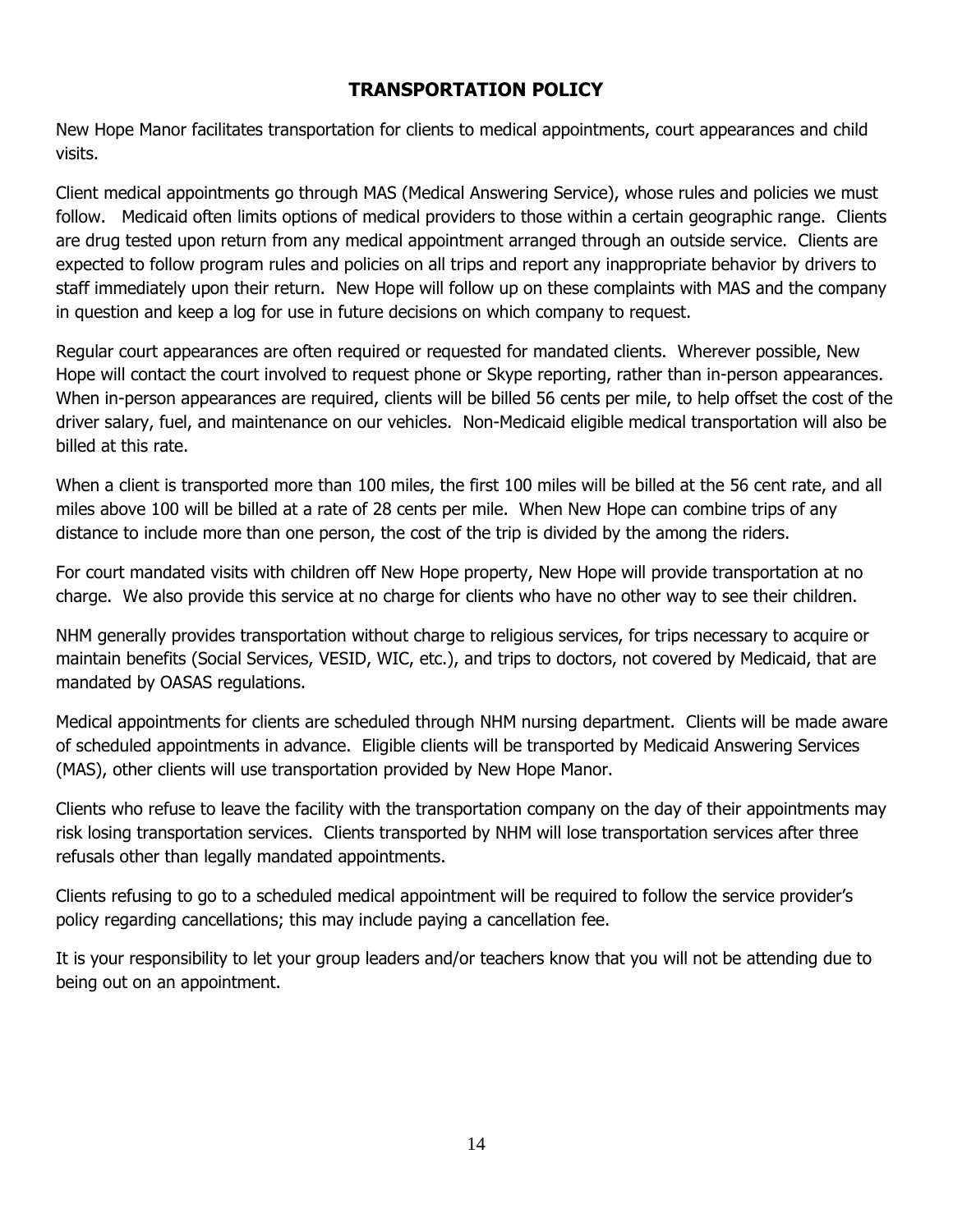## TRANSPORTATION POLICY

New Hope Manor facilitates transportation for clients to medical appointments, court appearances and child visits.

Client medical appointments go through MAS (Medical Answering Service), whose rules and policies we must follow. Medicaid often limits options of medical providers to those within a certain geographic range. Clients are drug tested upon return from any medical appointment arranged through an outside service. Clients are expected to follow program rules and policies on all trips and report any inappropriate behavior by drivers to staff immediately upon their return. New Hope will follow up on these complaints with MAS and the company in question and keep a log for use in future decisions on which company to request.

Regular court appearances are often required or requested for mandated clients. Wherever possible, New Hope will contact the court involved to request phone or Skype reporting, rather than in-person appearances. When in-person appearances are required, clients will be billed 56 cents per mile, to help offset the cost of the driver salary, fuel, and maintenance on our vehicles. Non-Medicaid eligible medical transportation will also be billed at this rate.

When a client is transported more than 100 miles, the first 100 miles will be billed at the 56 cent rate, and all miles above 100 will be billed at a rate of 28 cents per mile. When New Hope can combine trips of any distance to include more than one person, the cost of the trip is divided by the among the riders.

For court mandated visits with children off New Hope property, New Hope will provide transportation at no charge. We also provide this service at no charge for clients who have no other way to see their children.

NHM generally provides transportation without charge to religious services, for trips necessary to acquire or maintain benefits (Social Services, VESID, WIC, etc.), and trips to doctors, not covered by Medicaid, that are mandated by OASAS regulations.

Medical appointments for clients are scheduled through NHM nursing department. Clients will be made aware of scheduled appointments in advance. Eligible clients will be transported by Medicaid Answering Services (MAS), other clients will use transportation provided by New Hope Manor.

Clients who refuse to leave the facility with the transportation company on the day of their appointments may risk losing transportation services. Clients transported by NHM will lose transportation services after three refusals other than legally mandated appointments.

Clients refusing to go to a scheduled medical appointment will be required to follow the service provider's policy regarding cancellations; this may include paying a cancellation fee.

It is your responsibility to let your group leaders and/or teachers know that you will not be attending due to being out on an appointment.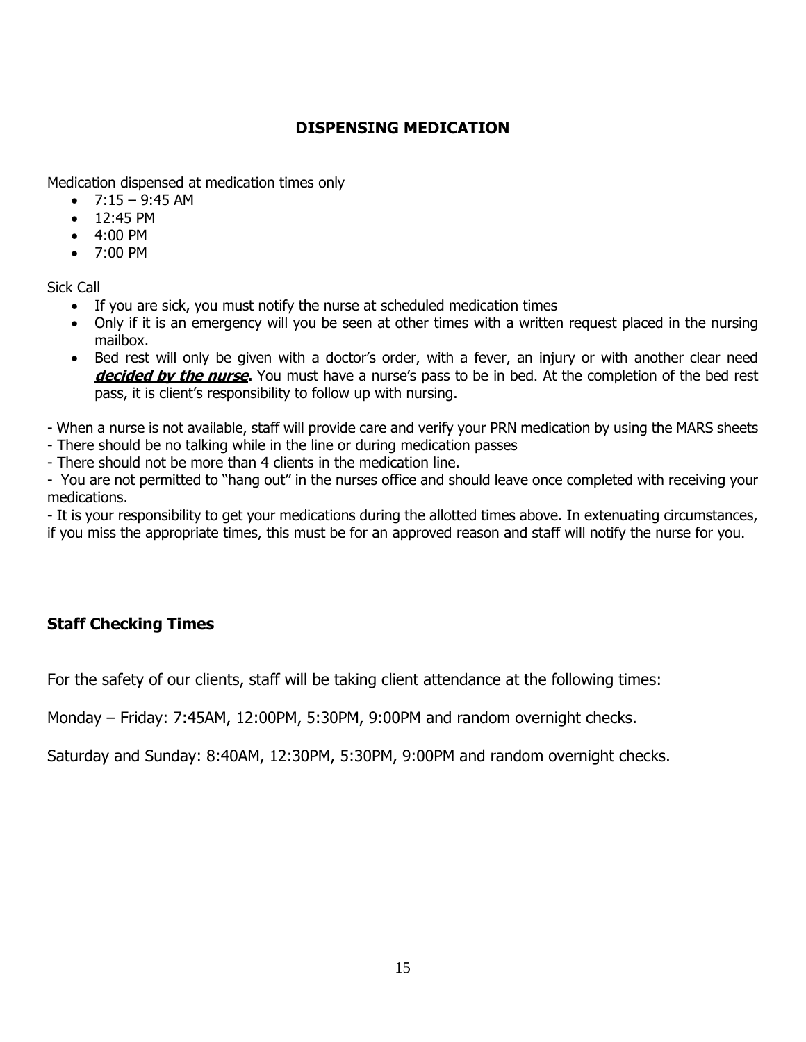## DISPENSING MEDICATION

Medication dispensed at medication times only

- 7:15 – 9:45 AM
- 12:45 PM
- 4:00 PM
- 7:00 PM

Sick Call

- If you are sick, you must notify the nurse at scheduled medication times
- Only if it is an emergency will you be seen at other times with a written request placed in the nursing mailbox.
- Bed rest will only be given with a doctor's order, with a fever, an injury or with another clear need ***decided by the nurse*. ** You must have a nurse's pass to be in bed. At the completion of the bed rest pass, it is client's responsibility to follow up with nursing.

- When a nurse is not available, staff will provide care and verify your PRN medication by using the MARS sheets
- There should be no talking while in the line or during medication passes
- There should not be more than 4 clients in the medication line.
- You are not permitted to "hang out" in the nurses office and should leave once completed with receiving your medications.
- It is your responsibility to get your medications during the allotted times above. In extenuating circumstances, if you miss the appropriate times, this must be for an approved reason and staff will notify the nurse for you.

## Staff Checking Times

For the safety of our clients, staff will be taking client attendance at the following times:

Monday – Friday: 7:45AM, 12:00PM, 5:30PM, 9:00PM and random overnight checks.

Saturday and Sunday: 8:40AM, 12:30PM, 5:30PM, 9:00PM and random overnight checks.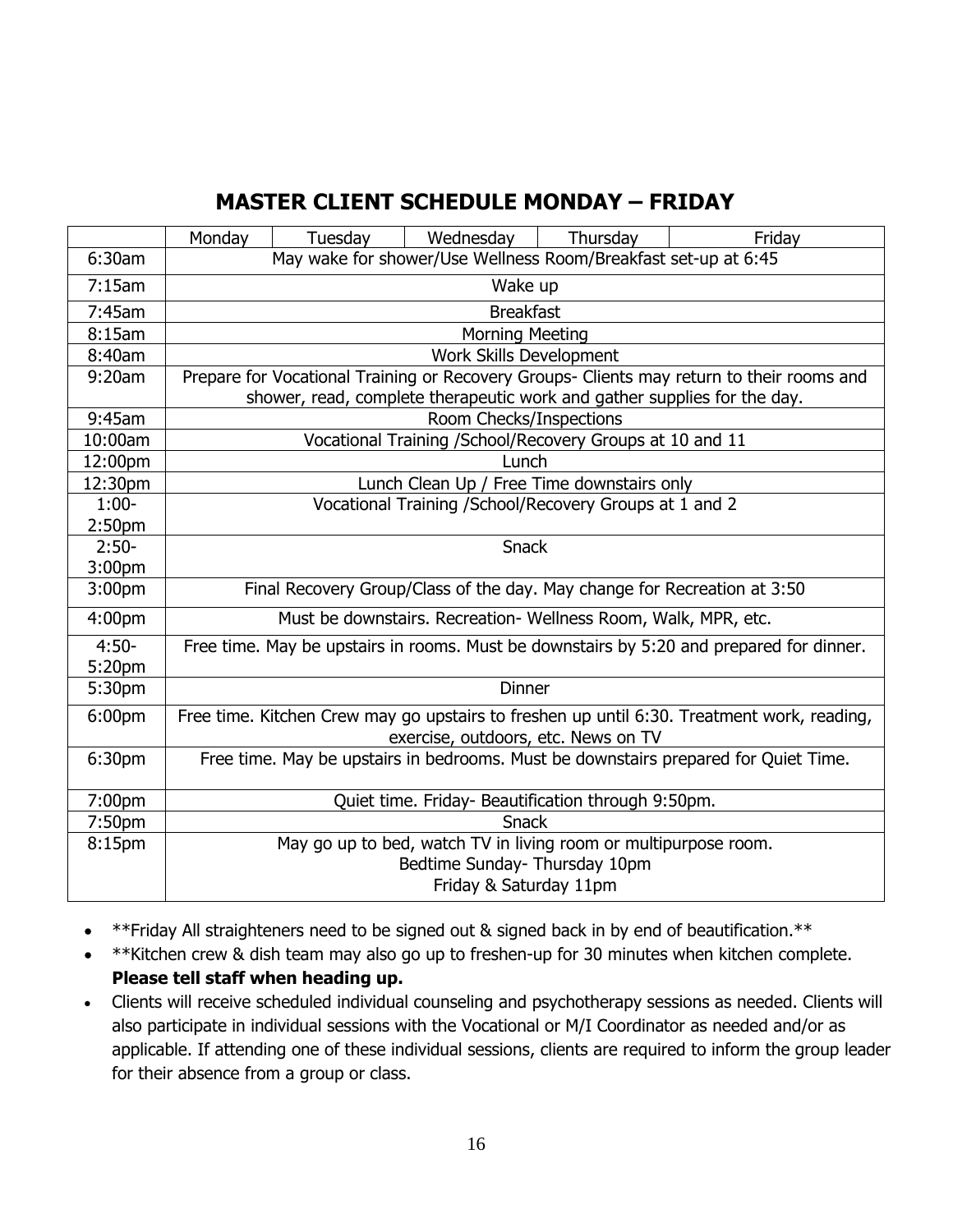## MASTER CLIENT SCHEDULE MONDAY – FRIDAY

| | Monday | Tuesday | Wednesday | Thursday | Friday |
|---|---|---|---|---|---|
| 6:30am | May wake for shower/Use Wellness Room/Breakfast set-up at 6:45 | | | | |
| 7:15am | Wake up | | | | |
| 7:45am | Breakfast | | | | |
| 8:15am | Morning Meeting | | | | |
| 8:40am | Work Skills Development | | | | |
| 9:20am | Prepare for Vocational Training or Recovery Groups- Clients may return to their rooms and shower, read, complete therapeutic work and gather supplies for the day. | | | | |
| 9:45am | Room Checks/Inspections | | | | |
| 10:00am | Vocational Training /School/Recovery Groups at 10 and 11 | | | | |
| 12:00pm | Lunch | | | | |
| 12:30pm | Lunch Clean Up / Free Time downstairs only | | | | |
| 1:00-2:50pm | Vocational Training /School/Recovery Groups at 1 and 2 | | | | |
| 2:50-3:00pm | Snack | | | | |
| 3:00pm | Final Recovery Group/Class of the day. May change for Recreation at 3:50 | | | | |
| 4:00pm | Must be downstairs. Recreation- Wellness Room, Walk, MPR, etc. | | | | |
| 4:50-5:20pm | Free time. May be upstairs in rooms. Must be downstairs by 5:20 and prepared for dinner. | | | | |
| 5:30pm | Dinner | | | | |
| 6:00pm | Free time. Kitchen Crew may go upstairs to freshen up until 6:30. Treatment work, reading, exercise, outdoors, etc. News on TV | | | | |
| 6:30pm | Free time. May be upstairs in bedrooms. Must be downstairs prepared for Quiet Time. | | | | |
| 7:00pm | Quiet time. Friday- Beautification through 9:50pm. | | | | |
| 7:50pm | Snack | | | | |
| 8:15pm | May go up to bed, watch TV in living room or multipurpose room. Bedtime Sunday- Thursday 10pm Friday & Saturday 11pm | | | | |

- **Friday All straighteners need to be signed out & signed back in by end of beautification.**
- **Kitchen crew & dish team may also go up to freshen-up for 30 minutes when kitchen complete. **Please tell staff when heading up.**
- Clients will receive scheduled individual counseling and psychotherapy sessions as needed. Clients will also participate in individual sessions with the Vocational or M/I Coordinator as needed and/or as applicable. If attending one of these individual sessions, clients are required to inform the group leader for their absence from a group or class.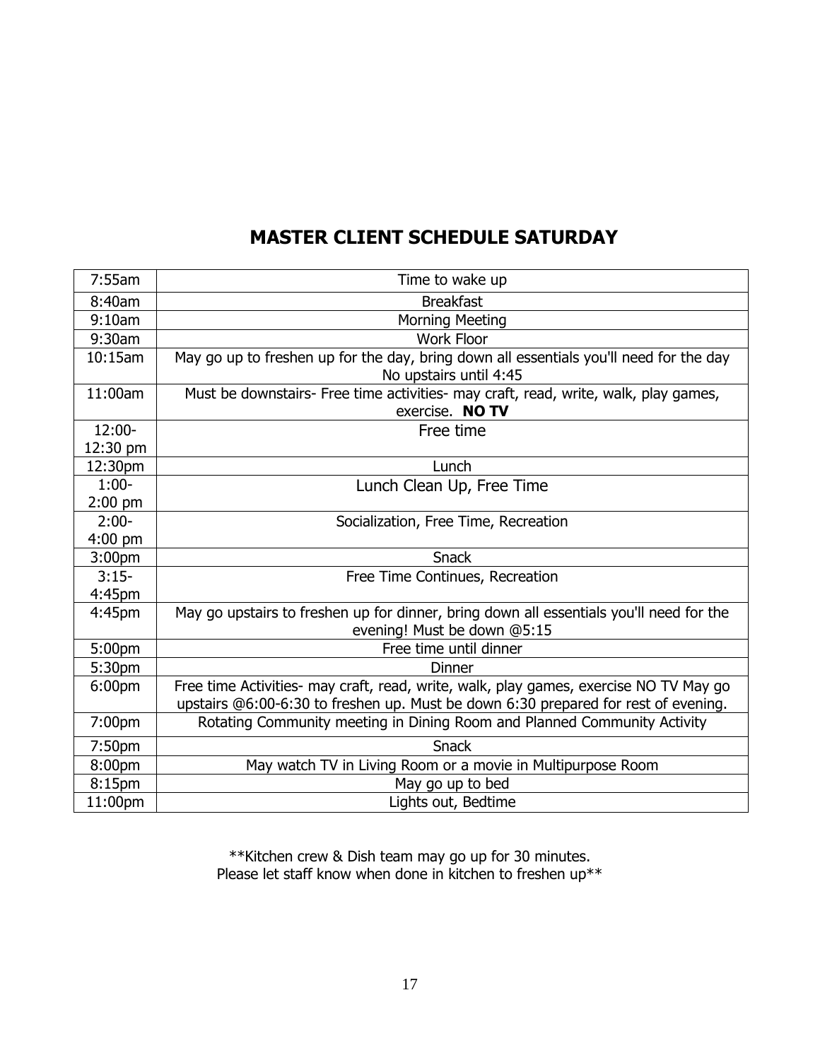# MASTER CLIENT SCHEDULE SATURDAY

| | |
|---|---|
| 7:55am | Time to wake up |
| 8:40am | Breakfast |
| 9:10am | Morning Meeting |
| 9:30am | Work Floor |
| 10:15am | May go up to freshen up for the day, bring down all essentials you'll need for the day No upstairs until 4:45 |
| 11:00am | Must be downstairs- Free time activities- may craft, read, write, walk, play games, exercise. **NO TV** |
| 12:00-12:30 pm | Free time |
| 12:30pm | Lunch |
| 1:00-2:00 pm | Lunch Clean Up, Free Time |
| 2:00-4:00 pm | Socialization, Free Time, Recreation |
| 3:00pm | Snack |
| 3:15-4:45pm | Free Time Continues, Recreation |
| 4:45pm | May go upstairs to freshen up for dinner, bring down all essentials you'll need for the evening! Must be down @5:15 |
| 5:00pm | Free time until dinner |
| 5:30pm | Dinner |
| 6:00pm | Free time Activities- may craft, read, write, walk, play games, exercise NO TV May go upstairs @6:00-6:30 to freshen up. Must be down 6:30 prepared for rest of evening. |
| 7:00pm | Rotating Community meeting in Dining Room and Planned Community Activity |
| 7:50pm | Snack |
| 8:00pm | May watch TV in Living Room or a movie in Multipurpose Room |
| 8:15pm | May go up to bed |
| 11:00pm | Lights out, Bedtime |

**Kitchen crew & Dish team may go up for 30 minutes.
Please let staff know when done in kitchen to freshen up**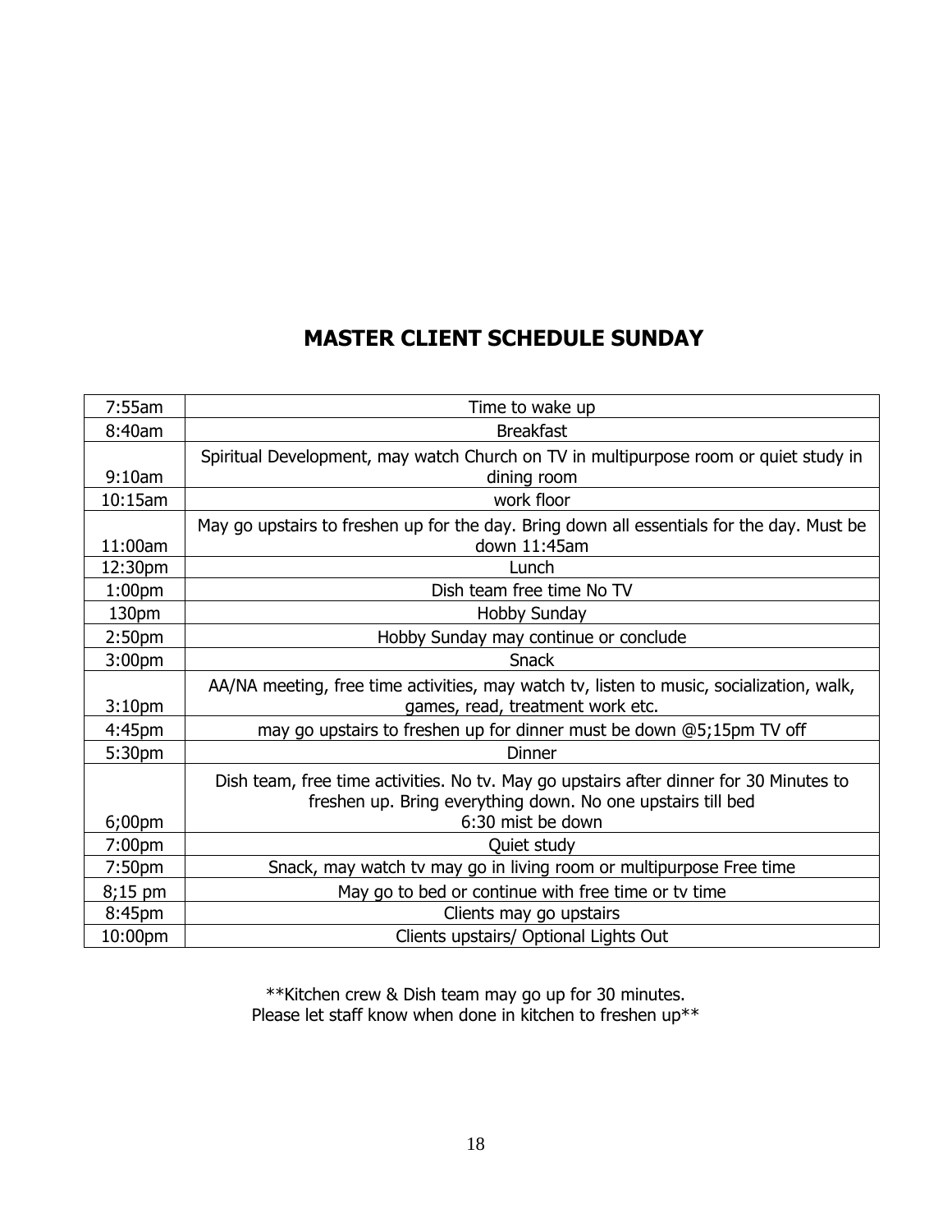# MASTER CLIENT SCHEDULE SUNDAY

| | |
|---|---|
| 7:55am | Time to wake up |
| 8:40am | Breakfast |
| 9:10am | Spiritual Development, may watch Church on TV in multipurpose room or quiet study in dining room |
| 10:15am | work floor |
| 11:00am | May go upstairs to freshen up for the day. Bring down all essentials for the day. Must be down 11:45am |
| 12:30pm | Lunch |
| 1:00pm | Dish team free time No TV |
| 130pm | Hobby Sunday |
| 2:50pm | Hobby Sunday may continue or conclude |
| 3:00pm | Snack |
| 3:10pm | AA/NA meeting, free time activities, may watch tv, listen to music, socialization, walk, games, read, treatment work etc. |
| 4:45pm | may go upstairs to freshen up for dinner must be down @5;15pm TV off |
| 5:30pm | Dinner |
| 6;00pm | Dish team, free time activities. No tv. May go upstairs after dinner for 30 Minutes to freshen up. Bring everything down. No one upstairs till bed 6:30 mist be down |
| 7:00pm | Quiet study |
| 7:50pm | Snack, may watch tv may go in living room or multipurpose Free time |
| 8;15 pm | May go to bed or continue with free time or tv time |
| 8:45pm | Clients may go upstairs |
| 10:00pm | Clients upstairs/ Optional Lights Out |

**Kitchen crew & Dish team may go up for 30 minutes.
Please let staff know when done in kitchen to freshen up**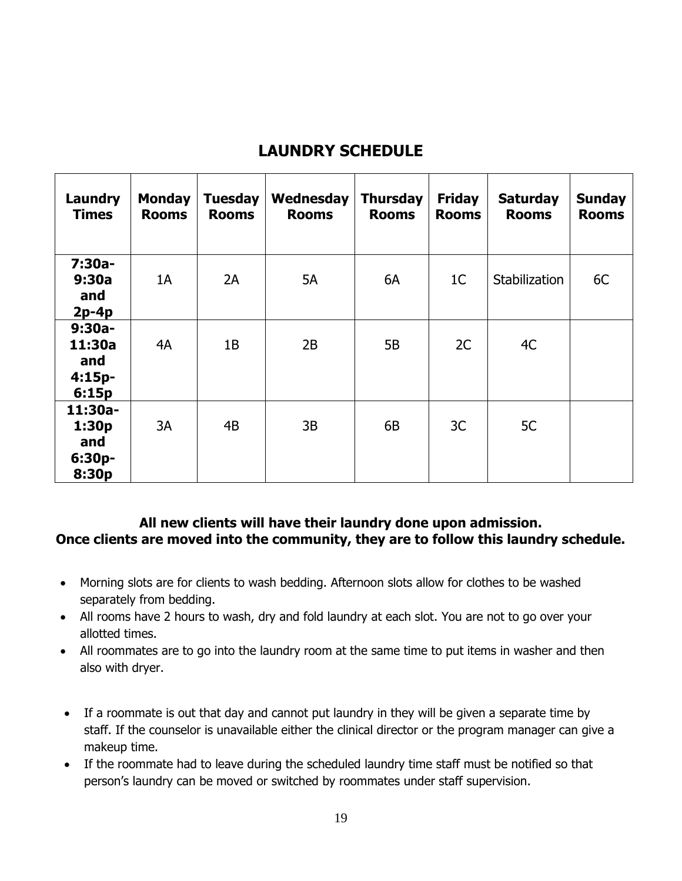## LAUNDRY SCHEDULE

| Laundry Times | Monday Rooms | Tuesday Rooms | Wednesday Rooms | Thursday Rooms | Friday Rooms | Saturday Rooms | Sunday Rooms |
|---|---|---|---|---|---|---|---|
| **7:30a-9:30a and 2p-4p** | 1A | 2A | 5A | 6A | 1C | Stabilization | 6C |
| **9:30a-11:30a and 4:15p-6:15p** | 4A | 1B | 2B | 5B | 2C | 4C | |
| **11:30a-1:30p and 6:30p-8:30p** | 3A | 4B | 3B | 6B | 3C | 5C | |

**All new clients will have their laundry done upon admission.**
**Once clients are moved into the community, they are to follow this laundry schedule.**

- Morning slots are for clients to wash bedding. Afternoon slots allow for clothes to be washed separately from bedding.
- All rooms have 2 hours to wash, dry and fold laundry at each slot. You are not to go over your allotted times.
- All roommates are to go into the laundry room at the same time to put items in washer and then also with dryer.
- If a roommate is out that day and cannot put laundry in they will be given a separate time by staff. If the counselor is unavailable either the clinical director or the program manager can give a makeup time.
- If the roommate had to leave during the scheduled laundry time staff must be notified so that person's laundry can be moved or switched by roommates under staff supervision.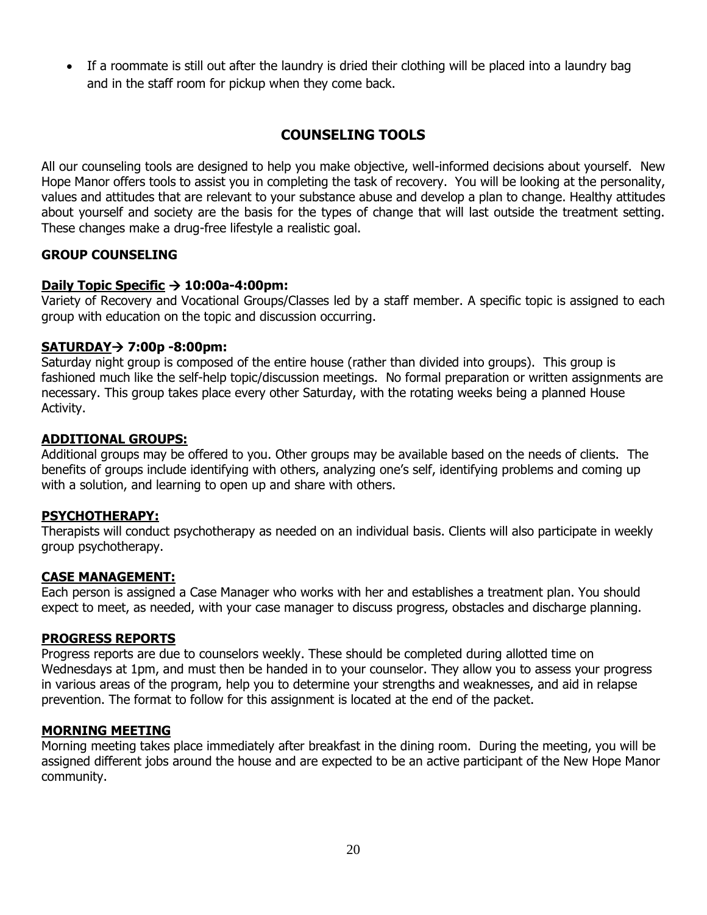- If a roommate is still out after the laundry is dried their clothing will be placed into a laundry bag and in the staff room for pickup when they come back.

## COUNSELING TOOLS

All our counseling tools are designed to help you make objective, well-informed decisions about yourself. New Hope Manor offers tools to assist you in completing the task of recovery. You will be looking at the personality, values and attitudes that are relevant to your substance abuse and develop a plan to change. Healthy attitudes about yourself and society are the basis for the types of change that will last outside the treatment setting. These changes make a drug-free lifestyle a realistic goal.

### GROUP COUNSELING

**Daily Topic Specific → 10:00a-4:00pm:**

Variety of Recovery and Vocational Groups/Classes led by a staff member. A specific topic is assigned to each group with education on the topic and discussion occurring.

**SATURDAY→ 7:00p -8:00pm:**

Saturday night group is composed of the entire house (rather than divided into groups). This group is fashioned much like the self-help topic/discussion meetings. No formal preparation or written assignments are necessary. This group takes place every other Saturday, with the rotating weeks being a planned House Activity.

**ADDITIONAL GROUPS:**

Additional groups may be offered to you. Other groups may be available based on the needs of clients. The benefits of groups include identifying with others, analyzing one's self, identifying problems and coming up with a solution, and learning to open up and share with others.

**PSYCHOTHERAPY:**

Therapists will conduct psychotherapy as needed on an individual basis. Clients will also participate in weekly group psychotherapy.

**CASE MANAGEMENT:**

Each person is assigned a Case Manager who works with her and establishes a treatment plan. You should expect to meet, as needed, with your case manager to discuss progress, obstacles and discharge planning.

**PROGRESS REPORTS**

Progress reports are due to counselors weekly. These should be completed during allotted time on Wednesdays at 1pm, and must then be handed in to your counselor. They allow you to assess your progress in various areas of the program, help you to determine your strengths and weaknesses, and aid in relapse prevention. The format to follow for this assignment is located at the end of the packet.

**MORNING MEETING**

Morning meeting takes place immediately after breakfast in the dining room. During the meeting, you will be assigned different jobs around the house and are expected to be an active participant of the New Hope Manor community.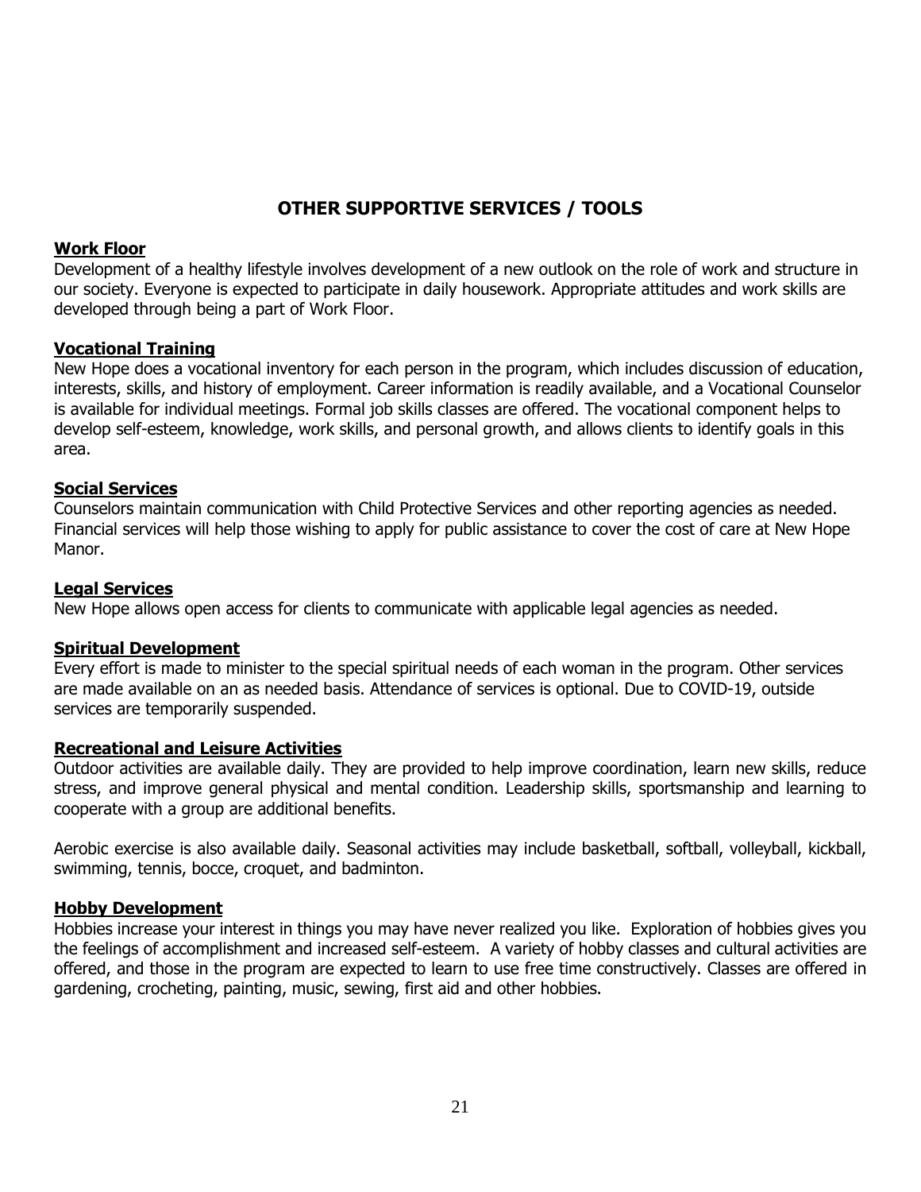## OTHER SUPPORTIVE SERVICES / TOOLS

**Work Floor**
Development of a healthy lifestyle involves development of a new outlook on the role of work and structure in our society. Everyone is expected to participate in daily housework. Appropriate attitudes and work skills are developed through being a part of Work Floor.

**Vocational Training**
New Hope does a vocational inventory for each person in the program, which includes discussion of education, interests, skills, and history of employment. Career information is readily available, and a Vocational Counselor is available for individual meetings. Formal job skills classes are offered. The vocational component helps to develop self-esteem, knowledge, work skills, and personal growth, and allows clients to identify goals in this area.

**Social Services**
Counselors maintain communication with Child Protective Services and other reporting agencies as needed. Financial services will help those wishing to apply for public assistance to cover the cost of care at New Hope Manor.

**Legal Services**
New Hope allows open access for clients to communicate with applicable legal agencies as needed.

**Spiritual Development**
Every effort is made to minister to the special spiritual needs of each woman in the program. Other services are made available on an as needed basis. Attendance of services is optional. Due to COVID-19, outside services are temporarily suspended.

**Recreational and Leisure Activities**
Outdoor activities are available daily. They are provided to help improve coordination, learn new skills, reduce stress, and improve general physical and mental condition. Leadership skills, sportsmanship and learning to cooperate with a group are additional benefits.

Aerobic exercise is also available daily. Seasonal activities may include basketball, softball, volleyball, kickball, swimming, tennis, bocce, croquet, and badminton.

**Hobby Development**
Hobbies increase your interest in things you may have never realized you like. Exploration of hobbies gives you the feelings of accomplishment and increased self-esteem. A variety of hobby classes and cultural activities are offered, and those in the program are expected to learn to use free time constructively. Classes are offered in gardening, crocheting, painting, music, sewing, first aid and other hobbies.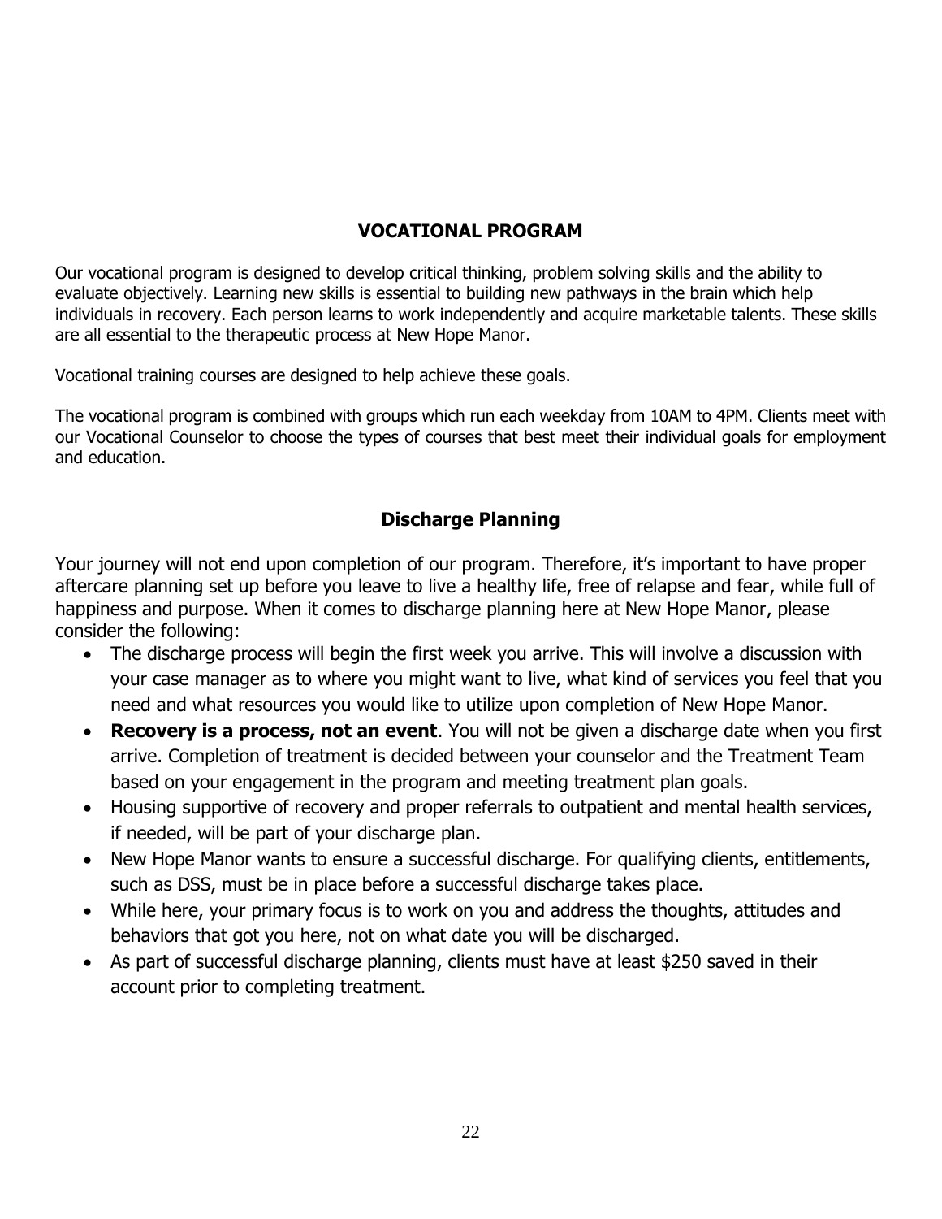## VOCATIONAL PROGRAM

Our vocational program is designed to develop critical thinking, problem solving skills and the ability to evaluate objectively. Learning new skills is essential to building new pathways in the brain which help individuals in recovery. Each person learns to work independently and acquire marketable talents. These skills are all essential to the therapeutic process at New Hope Manor.

Vocational training courses are designed to help achieve these goals.

The vocational program is combined with groups which run each weekday from 10AM to 4PM. Clients meet with our Vocational Counselor to choose the types of courses that best meet their individual goals for employment and education.

## Discharge Planning

Your journey will not end upon completion of our program. Therefore, it's important to have proper aftercare planning set up before you leave to live a healthy life, free of relapse and fear, while full of happiness and purpose. When it comes to discharge planning here at New Hope Manor, please consider the following:

- The discharge process will begin the first week you arrive. This will involve a discussion with your case manager as to where you might want to live, what kind of services you feel that you need and what resources you would like to utilize upon completion of New Hope Manor.
- **Recovery is a process, not an event**. You will not be given a discharge date when you first arrive. Completion of treatment is decided between your counselor and the Treatment Team based on your engagement in the program and meeting treatment plan goals.
- Housing supportive of recovery and proper referrals to outpatient and mental health services, if needed, will be part of your discharge plan.
- New Hope Manor wants to ensure a successful discharge. For qualifying clients, entitlements, such as DSS, must be in place before a successful discharge takes place.
- While here, your primary focus is to work on you and address the thoughts, attitudes and behaviors that got you here, not on what date you will be discharged.
- As part of successful discharge planning, clients must have at least $250 saved in their account prior to completing treatment.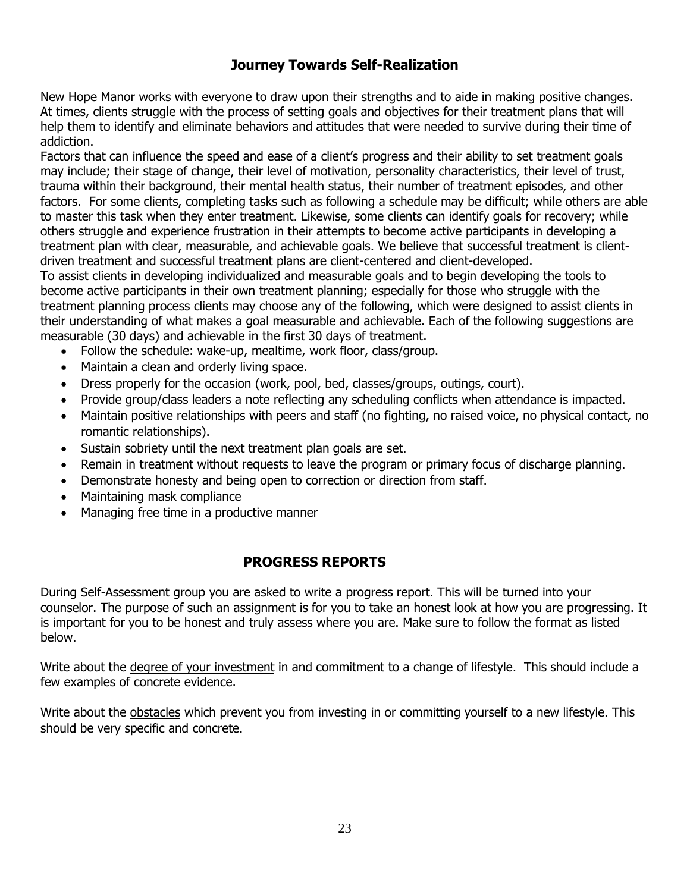## Journey Towards Self-Realization

New Hope Manor works with everyone to draw upon their strengths and to aide in making positive changes. At times, clients struggle with the process of setting goals and objectives for their treatment plans that will help them to identify and eliminate behaviors and attitudes that were needed to survive during their time of addiction.

Factors that can influence the speed and ease of a client's progress and their ability to set treatment goals may include; their stage of change, their level of motivation, personality characteristics, their level of trust, trauma within their background, their mental health status, their number of treatment episodes, and other factors. For some clients, completing tasks such as following a schedule may be difficult; while others are able to master this task when they enter treatment. Likewise, some clients can identify goals for recovery; while others struggle and experience frustration in their attempts to become active participants in developing a treatment plan with clear, measurable, and achievable goals. We believe that successful treatment is client-driven treatment and successful treatment plans are client-centered and client-developed.

To assist clients in developing individualized and measurable goals and to begin developing the tools to become active participants in their own treatment planning; especially for those who struggle with the treatment planning process clients may choose any of the following, which were designed to assist clients in their understanding of what makes a goal measurable and achievable. Each of the following suggestions are measurable (30 days) and achievable in the first 30 days of treatment.

- Follow the schedule: wake-up, mealtime, work floor, class/group.
- Maintain a clean and orderly living space.
- Dress properly for the occasion (work, pool, bed, classes/groups, outings, court).
- Provide group/class leaders a note reflecting any scheduling conflicts when attendance is impacted.
- Maintain positive relationships with peers and staff (no fighting, no raised voice, no physical contact, no romantic relationships).
- Sustain sobriety until the next treatment plan goals are set.
- Remain in treatment without requests to leave the program or primary focus of discharge planning.
- Demonstrate honesty and being open to correction or direction from staff.
- Maintaining mask compliance
- Managing free time in a productive manner

## PROGRESS REPORTS

During Self-Assessment group you are asked to write a progress report. This will be turned into your counselor. The purpose of such an assignment is for you to take an honest look at how you are progressing. It is important for you to be honest and truly assess where you are. Make sure to follow the format as listed below.

Write about the degree of your investment in and commitment to a change of lifestyle. This should include a few examples of concrete evidence.

Write about the obstacles which prevent you from investing in or committing yourself to a new lifestyle. This should be very specific and concrete.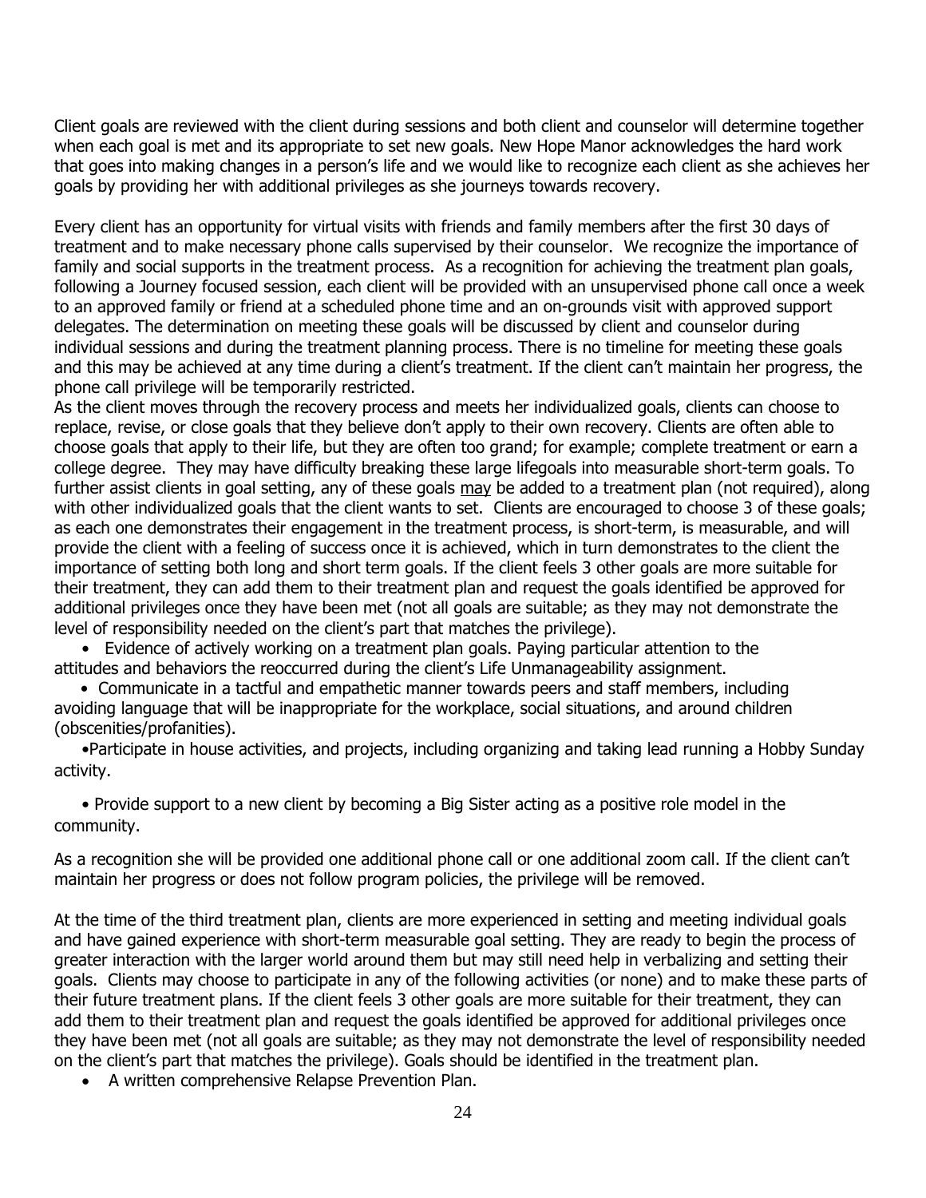Client goals are reviewed with the client during sessions and both client and counselor will determine together when each goal is met and its appropriate to set new goals. New Hope Manor acknowledges the hard work that goes into making changes in a person's life and we would like to recognize each client as she achieves her goals by providing her with additional privileges as she journeys towards recovery.

Every client has an opportunity for virtual visits with friends and family members after the first 30 days of treatment and to make necessary phone calls supervised by their counselor. We recognize the importance of family and social supports in the treatment process. As a recognition for achieving the treatment plan goals, following a Journey focused session, each client will be provided with an unsupervised phone call once a week to an approved family or friend at a scheduled phone time and an on-grounds visit with approved support delegates. The determination on meeting these goals will be discussed by client and counselor during individual sessions and during the treatment planning process. There is no timeline for meeting these goals and this may be achieved at any time during a client's treatment. If the client can't maintain her progress, the phone call privilege will be temporarily restricted.

As the client moves through the recovery process and meets her individualized goals, clients can choose to replace, revise, or close goals that they believe don't apply to their own recovery. Clients are often able to choose goals that apply to their life, but they are often too grand; for example; complete treatment or earn a college degree. They may have difficulty breaking these large lifegoals into measurable short-term goals. To further assist clients in goal setting, any of these goals <u>may</u> be added to a treatment plan (not required), along with other individualized goals that the client wants to set. Clients are encouraged to choose 3 of these goals; as each one demonstrates their engagement in the treatment process, is short-term, is measurable, and will provide the client with a feeling of success once it is achieved, which in turn demonstrates to the client the importance of setting both long and short term goals. If the client feels 3 other goals are more suitable for their treatment, they can add them to their treatment plan and request the goals identified be approved for additional privileges once they have been met (not all goals are suitable; as they may not demonstrate the level of responsibility needed on the client's part that matches the privilege).

- Evidence of actively working on a treatment plan goals. Paying particular attention to the attitudes and behaviors the reoccurred during the client's Life Unmanageability assignment.
- Communicate in a tactful and empathetic manner towards peers and staff members, including avoiding language that will be inappropriate for the workplace, social situations, and around children (obscenities/profanities).
- Participate in house activities, and projects, including organizing and taking lead running a Hobby Sunday activity.
- Provide support to a new client by becoming a Big Sister acting as a positive role model in the community.

As a recognition she will be provided one additional phone call or one additional zoom call. If the client can't maintain her progress or does not follow program policies, the privilege will be removed.

At the time of the third treatment plan, clients are more experienced in setting and meeting individual goals and have gained experience with short-term measurable goal setting. They are ready to begin the process of greater interaction with the larger world around them but may still need help in verbalizing and setting their goals. Clients may choose to participate in any of the following activities (or none) and to make these parts of their future treatment plans. If the client feels 3 other goals are more suitable for their treatment, they can add them to their treatment plan and request the goals identified be approved for additional privileges once they have been met (not all goals are suitable; as they may not demonstrate the level of responsibility needed on the client's part that matches the privilege). Goals should be identified in the treatment plan.

- A written comprehensive Relapse Prevention Plan.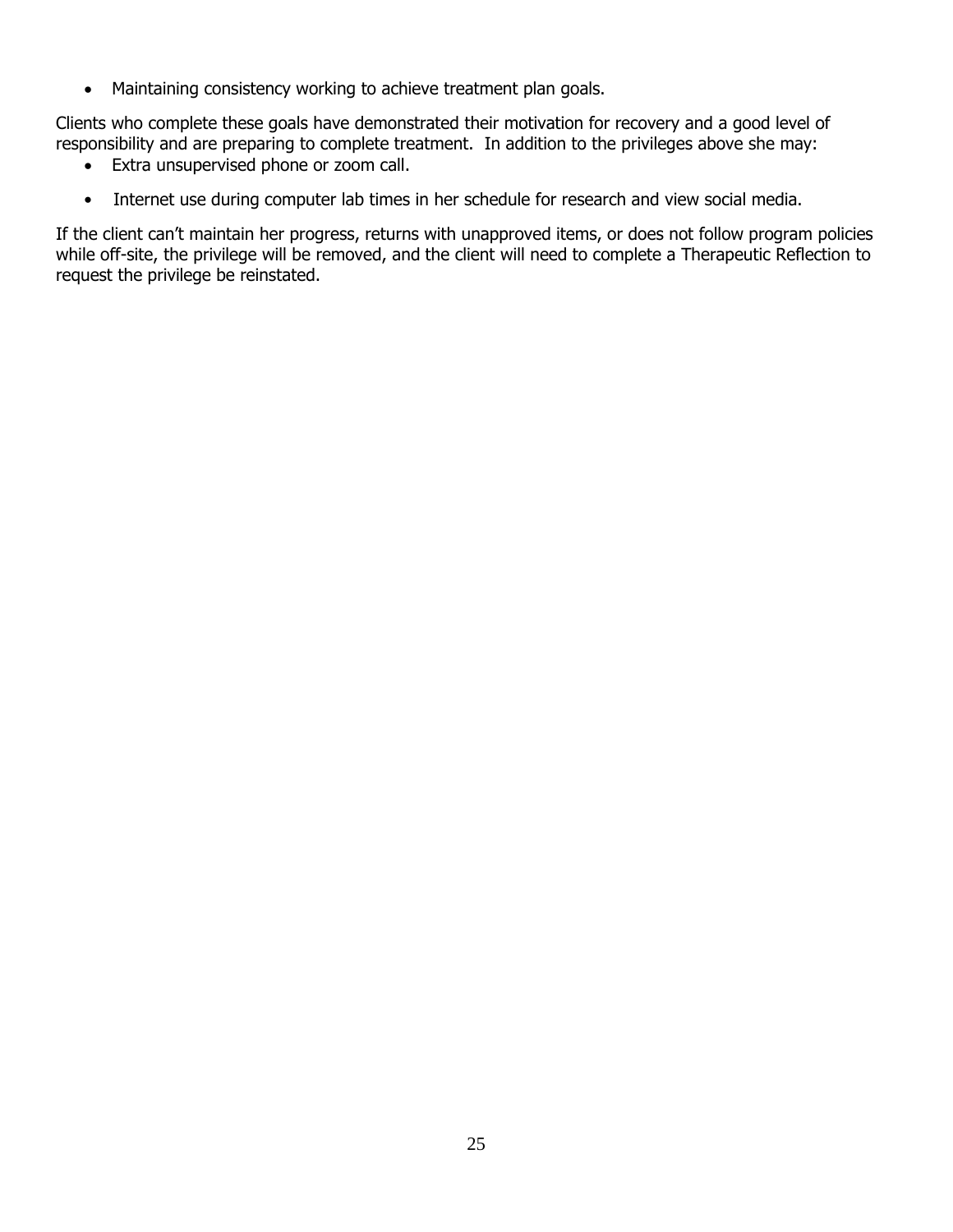- Maintaining consistency working to achieve treatment plan goals.

Clients who complete these goals have demonstrated their motivation for recovery and a good level of responsibility and are preparing to complete treatment. In addition to the privileges above she may:

- Extra unsupervised phone or zoom call.
- Internet use during computer lab times in her schedule for research and view social media.

If the client can't maintain her progress, returns with unapproved items, or does not follow program policies while off-site, the privilege will be removed, and the client will need to complete a Therapeutic Reflection to request the privilege be reinstated.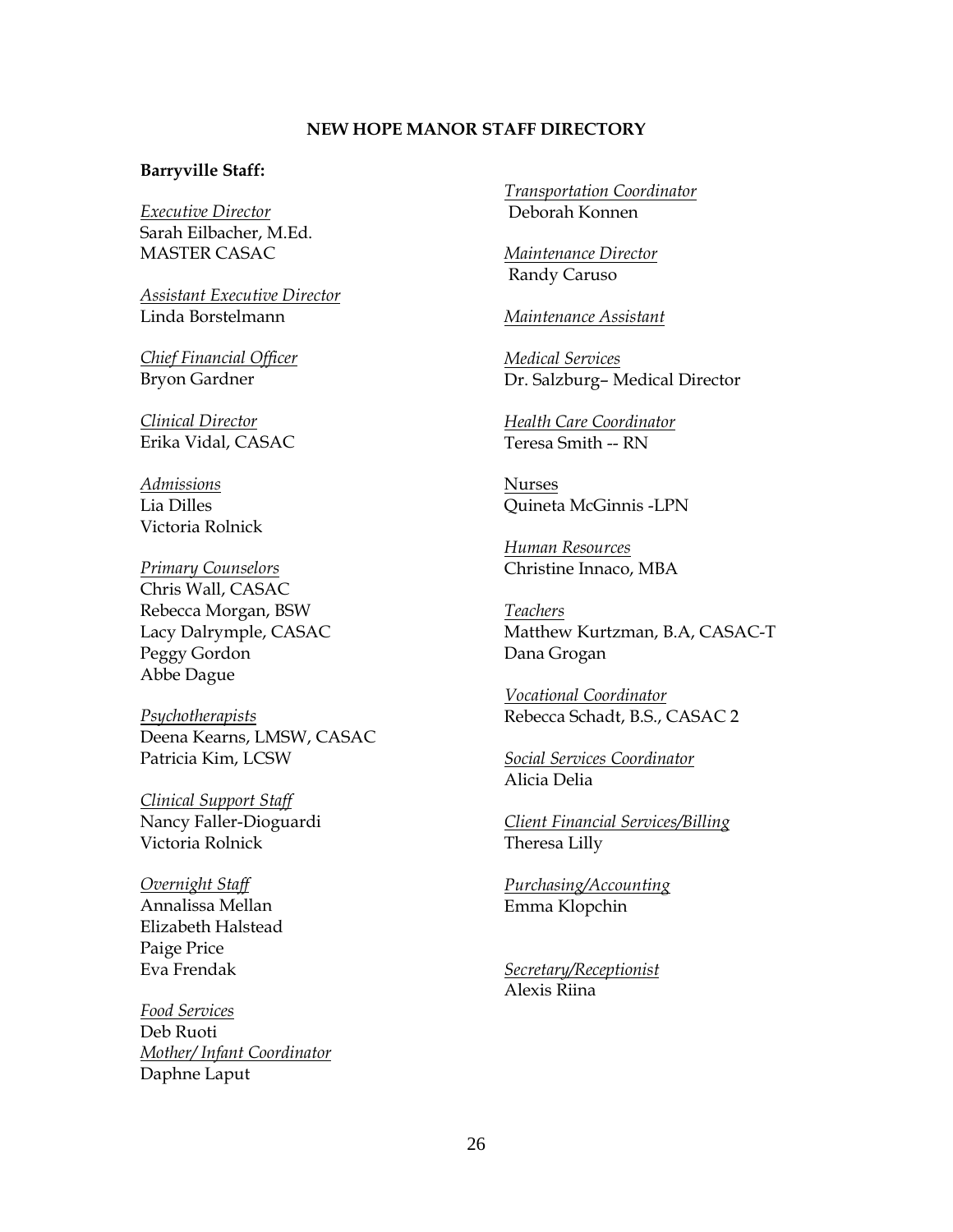# NEW HOPE MANOR STAFF DIRECTORY

**Barryville Staff:**

*Executive Director*
Sarah Eilbacher, M.Ed.
MASTER CASAC

*Assistant Executive Director*
Linda Borstelmann

*Chief Financial Officer*
Bryon Gardner

*Clinical Director*
Erika Vidal, CASAC

*Admissions*
Lia Dilles
Victoria Rolnick

*Primary Counselors*
Chris Wall, CASAC
Rebecca Morgan, BSW
Lacy Dalrymple, CASAC
Peggy Gordon
Abbe Dague

*Psychotherapists*
Deena Kearns, LMSW, CASAC
Patricia Kim, LCSW

*Clinical Support Staff*
Nancy Faller-Dioguardi
Victoria Rolnick

*Overnight Staff*
Annalissa Mellan
Elizabeth Halstead
Paige Price
Eva Frendak

*Food Services*
Deb Ruoti

*Mother/ Infant Coordinator*
Daphne Laput

*Transportation Coordinator*
Deborah Konnen

*Maintenance Director*
Randy Caruso

*Maintenance Assistant*

*Medical Services*
Dr. Salzburg– Medical Director

*Health Care Coordinator*
Teresa Smith -- RN

Nurses
Quineta McGinnis -LPN

*Human Resources*
Christine Innaco, MBA

*Teachers*
Matthew Kurtzman, B.A, CASAC-T
Dana Grogan

*Vocational Coordinator*
Rebecca Schadt, B.S., CASAC 2

*Social Services Coordinator*
Alicia Delia

*Client Financial Services/Billing*
Theresa Lilly

*Purchasing/Accounting*
Emma Klopchin

*Secretary/Receptionist*
Alexis Riina